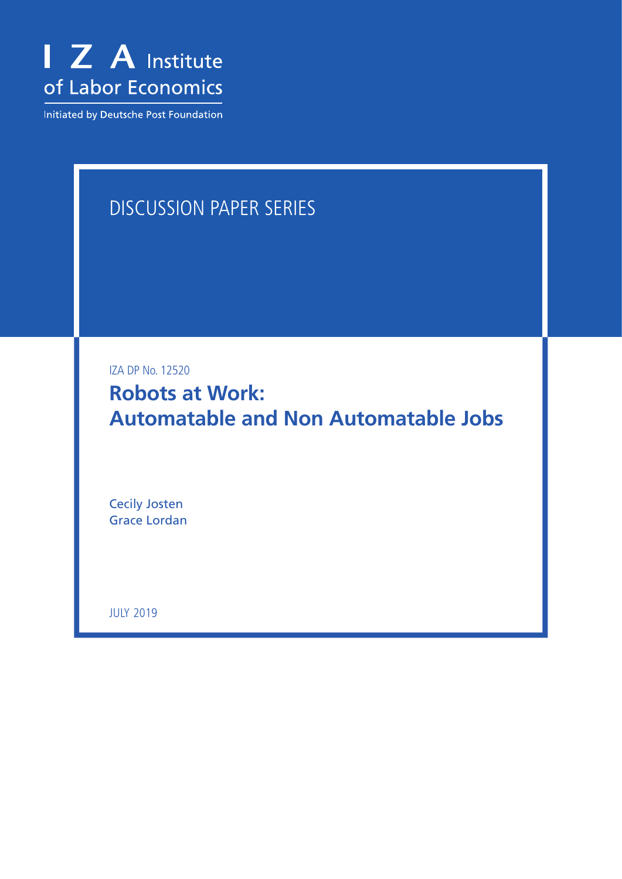I Z A Institute of Labor Economics

Initiated by Deutsche Post Foundation

DISCUSSION PAPER SERIES

IZA DP No. 12520

# Robots at Work: Automatable and Non Automatable Jobs

Cecily Josten
Grace Lordan

JULY 2019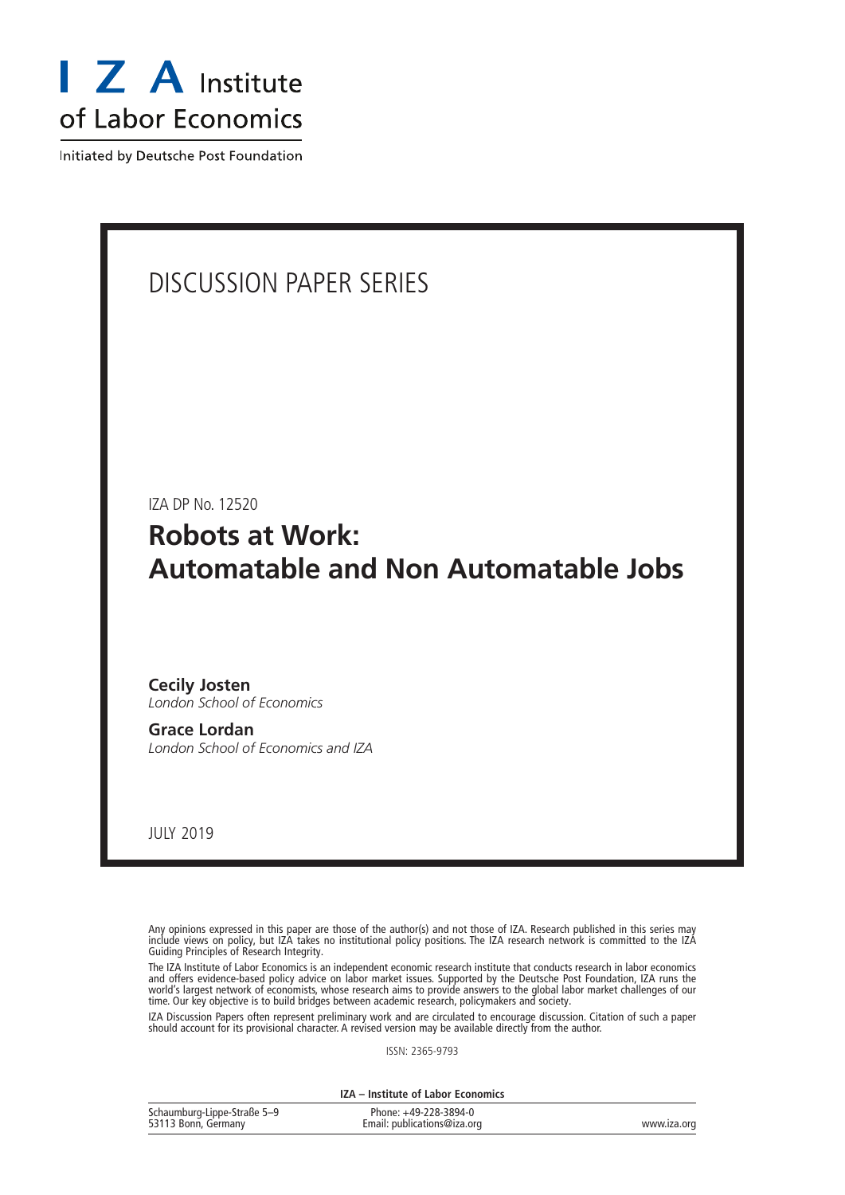# I Z A Institute of Labor Economics

Initiated by Deutsche Post Foundation

## DISCUSSION PAPER SERIES

IZA DP No. 12520

# Robots at Work: Automatable and Non Automatable Jobs

**Cecily Josten**
*London School of Economics*

**Grace Lordan**
*London School of Economics and IZA*

JULY 2019

Any opinions expressed in this paper are those of the author(s) and not those of IZA. Research published in this series may include views on policy, but IZA takes no institutional policy positions. The IZA research network is committed to the IZA Guiding Principles of Research Integrity.

The IZA Institute of Labor Economics is an independent economic research institute that conducts research in labor economics and offers evidence-based policy advice on labor market issues. Supported by the Deutsche Post Foundation, IZA runs the world's largest network of economists, whose research aims to provide answers to the global labor market challenges of our time. Our key objective is to build bridges between academic research, policymakers and society.

IZA Discussion Papers often represent preliminary work and are circulated to encourage discussion. Citation of such a paper should account for its provisional character. A revised version may be available directly from the author.

ISSN: 2365-9793

**IZA – Institute of Labor Economics**

| | | |
|---|---|---|
| Schaumburg-Lippe-Straße 5–9<br>53113 Bonn, Germany | Phone: +49-228-3894-0<br>Email: publications@iza.org | www.iza.org |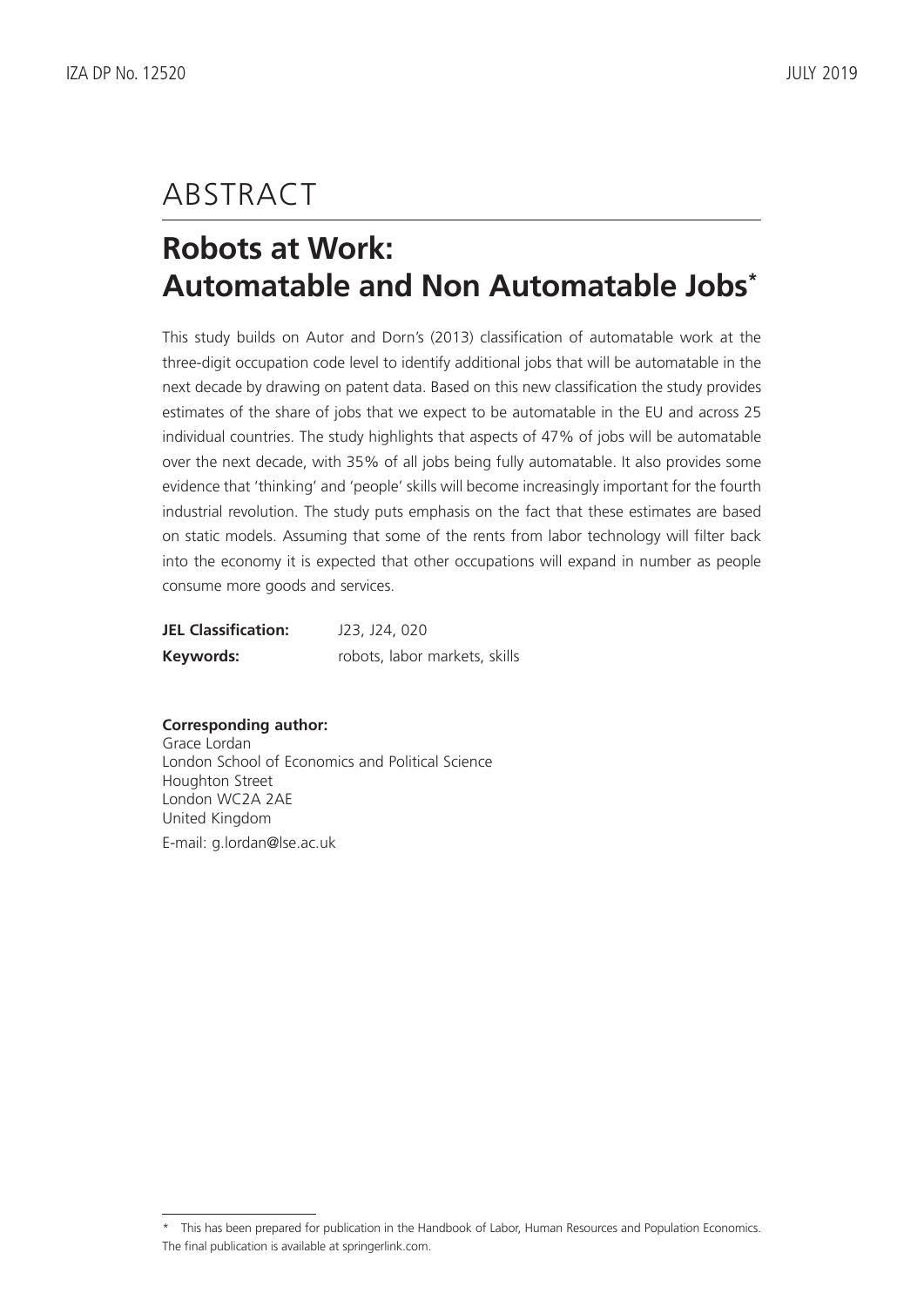# ABSTRACT

## Robots at Work: Automatable and Non Automatable Jobs*

This study builds on Autor and Dorn's (2013) classification of automatable work at the three-digit occupation code level to identify additional jobs that will be automatable in the next decade by drawing on patent data. Based on this new classification the study provides estimates of the share of jobs that we expect to be automatable in the EU and across 25 individual countries. The study highlights that aspects of 47% of jobs will be automatable over the next decade, with 35% of all jobs being fully automatable. It also provides some evidence that 'thinking' and 'people' skills will become increasingly important for the fourth industrial revolution. The study puts emphasis on the fact that these estimates are based on static models. Assuming that some of the rents from labor technology will filter back into the economy it is expected that other occupations will expand in number as people consume more goods and services.

**JEL Classification:** J23, J24, 020

**Keywords:** robots, labor markets, skills

**Corresponding author:**
Grace Lordan
London School of Economics and Political Science
Houghton Street
London WC2A 2AE
United Kingdom
E-mail: g.lordan@lse.ac.uk

* This has been prepared for publication in the Handbook of Labor, Human Resources and Population Economics. The final publication is available at springerlink.com.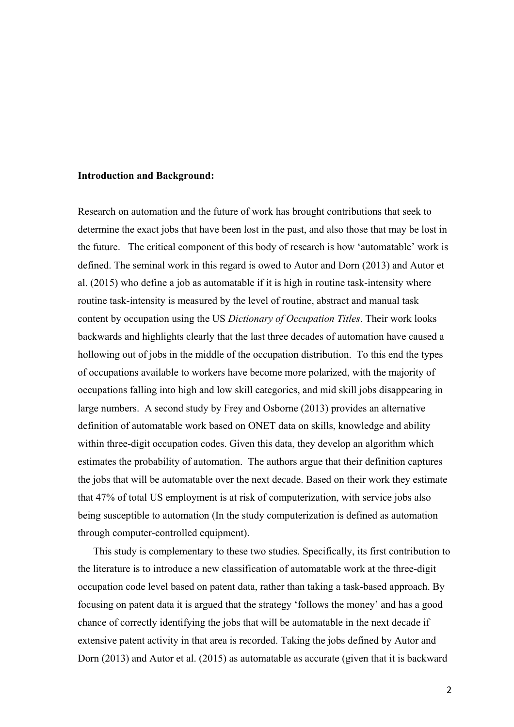**Introduction and Background:**

Research on automation and the future of work has brought contributions that seek to determine the exact jobs that have been lost in the past, and also those that may be lost in the future. The critical component of this body of research is how 'automatable' work is defined. The seminal work in this regard is owed to Autor and Dorn (2013) and Autor et al. (2015) who define a job as automatable if it is high in routine task-intensity where routine task-intensity is measured by the level of routine, abstract and manual task content by occupation using the US *Dictionary of Occupation Titles*. Their work looks backwards and highlights clearly that the last three decades of automation have caused a hollowing out of jobs in the middle of the occupation distribution. To this end the types of occupations available to workers have become more polarized, with the majority of occupations falling into high and low skill categories, and mid skill jobs disappearing in large numbers. A second study by Frey and Osborne (2013) provides an alternative definition of automatable work based on ONET data on skills, knowledge and ability within three-digit occupation codes. Given this data, they develop an algorithm which estimates the probability of automation. The authors argue that their definition captures the jobs that will be automatable over the next decade. Based on their work they estimate that 47% of total US employment is at risk of computerization, with service jobs also being susceptible to automation (In the study computerization is defined as automation through computer-controlled equipment).

This study is complementary to these two studies. Specifically, its first contribution to the literature is to introduce a new classification of automatable work at the three-digit occupation code level based on patent data, rather than taking a task-based approach. By focusing on patent data it is argued that the strategy 'follows the money' and has a good chance of correctly identifying the jobs that will be automatable in the next decade if extensive patent activity in that area is recorded. Taking the jobs defined by Autor and Dorn (2013) and Autor et al. (2015) as automatable as accurate (given that it is backward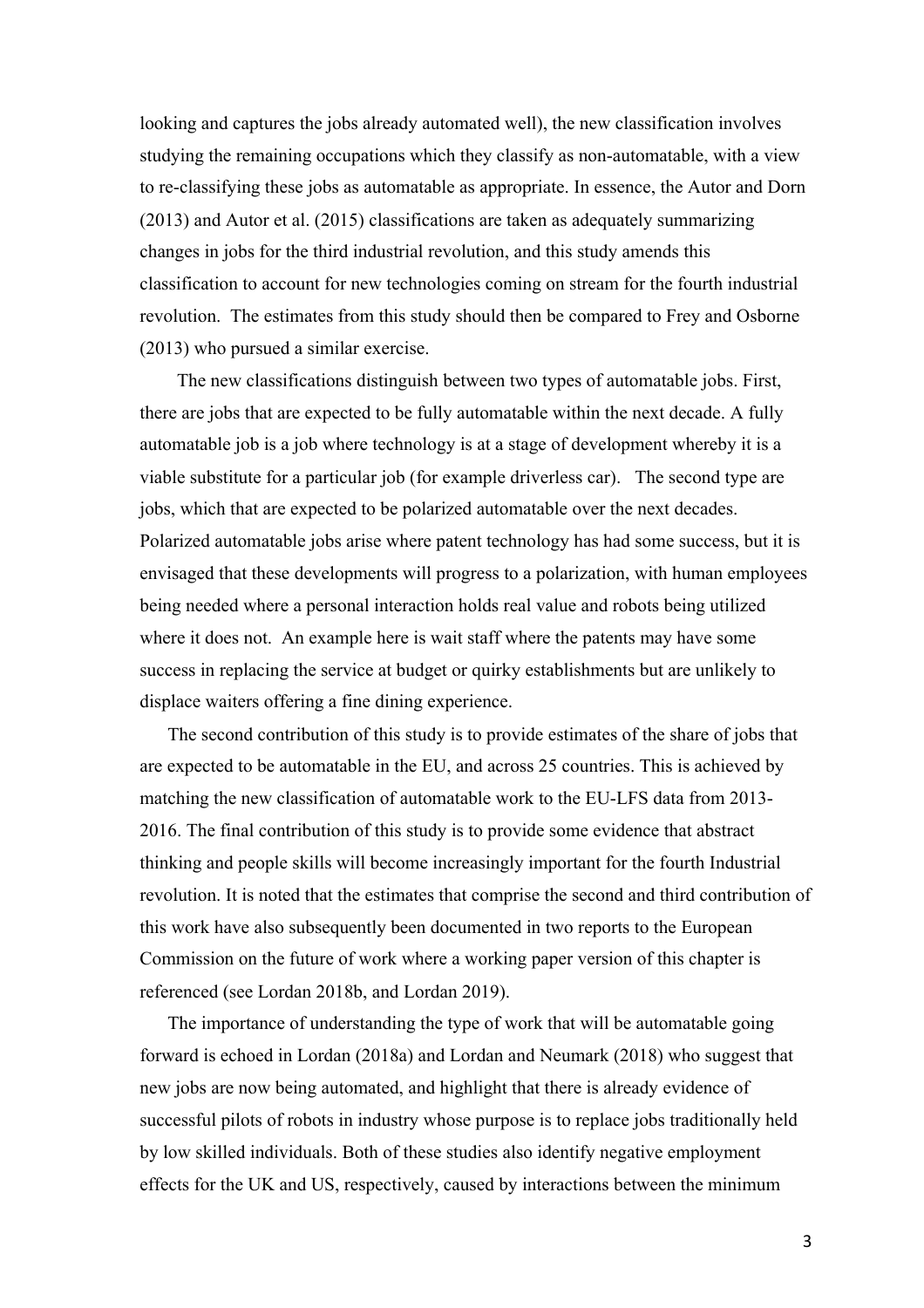looking and captures the jobs already automated well), the new classification involves studying the remaining occupations which they classify as non-automatable, with a view to re-classifying these jobs as automatable as appropriate. In essence, the Autor and Dorn (2013) and Autor et al. (2015) classifications are taken as adequately summarizing changes in jobs for the third industrial revolution, and this study amends this classification to account for new technologies coming on stream for the fourth industrial revolution. The estimates from this study should then be compared to Frey and Osborne (2013) who pursued a similar exercise.

The new classifications distinguish between two types of automatable jobs. First, there are jobs that are expected to be fully automatable within the next decade. A fully automatable job is a job where technology is at a stage of development whereby it is a viable substitute for a particular job (for example driverless car). The second type are jobs, which that are expected to be polarized automatable over the next decades. Polarized automatable jobs arise where patent technology has had some success, but it is envisaged that these developments will progress to a polarization, with human employees being needed where a personal interaction holds real value and robots being utilized where it does not. An example here is wait staff where the patents may have some success in replacing the service at budget or quirky establishments but are unlikely to displace waiters offering a fine dining experience.

The second contribution of this study is to provide estimates of the share of jobs that are expected to be automatable in the EU, and across 25 countries. This is achieved by matching the new classification of automatable work to the EU-LFS data from 2013-2016. The final contribution of this study is to provide some evidence that abstract thinking and people skills will become increasingly important for the fourth Industrial revolution. It is noted that the estimates that comprise the second and third contribution of this work have also subsequently been documented in two reports to the European Commission on the future of work where a working paper version of this chapter is referenced (see Lordan 2018b, and Lordan 2019).

The importance of understanding the type of work that will be automatable going forward is echoed in Lordan (2018a) and Lordan and Neumark (2018) who suggest that new jobs are now being automated, and highlight that there is already evidence of successful pilots of robots in industry whose purpose is to replace jobs traditionally held by low skilled individuals. Both of these studies also identify negative employment effects for the UK and US, respectively, caused by interactions between the minimum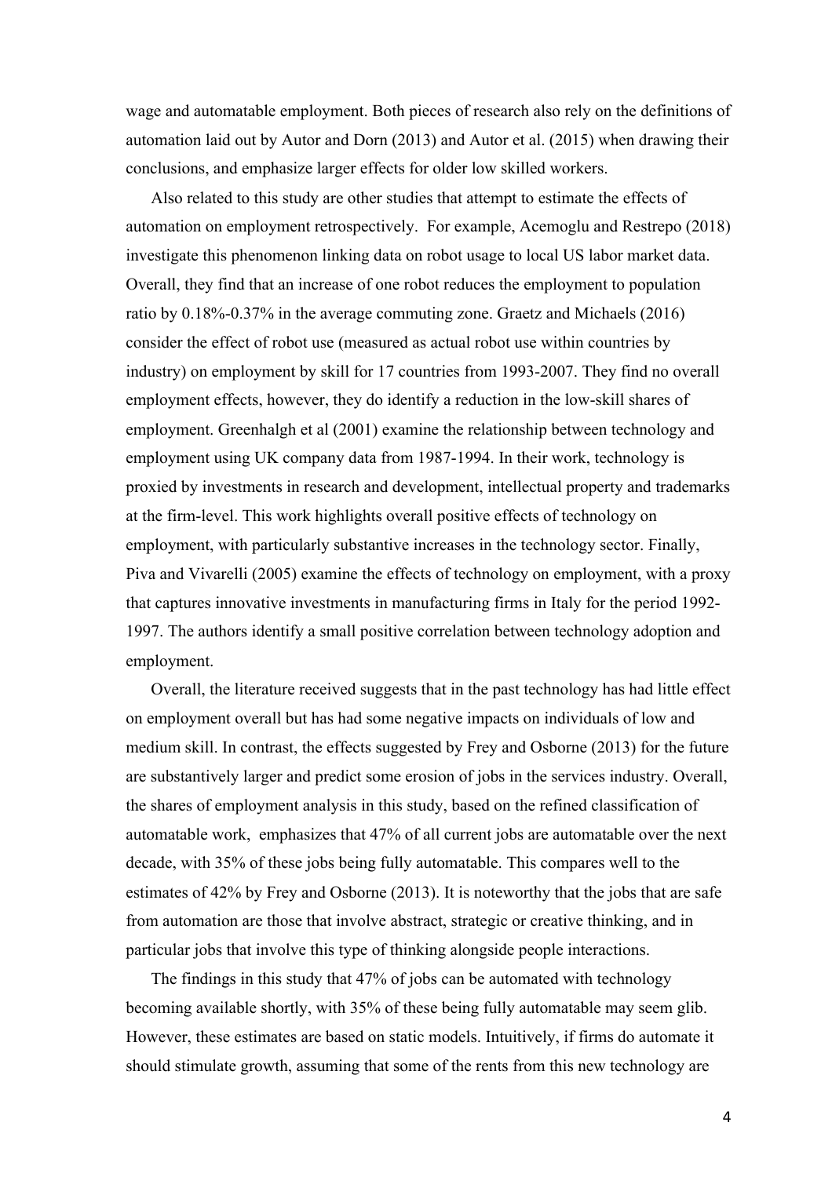wage and automatable employment. Both pieces of research also rely on the definitions of automation laid out by Autor and Dorn (2013) and Autor et al. (2015) when drawing their conclusions, and emphasize larger effects for older low skilled workers.

Also related to this study are other studies that attempt to estimate the effects of automation on employment retrospectively. For example, Acemoglu and Restrepo (2018) investigate this phenomenon linking data on robot usage to local US labor market data. Overall, they find that an increase of one robot reduces the employment to population ratio by 0.18%-0.37% in the average commuting zone. Graetz and Michaels (2016) consider the effect of robot use (measured as actual robot use within countries by industry) on employment by skill for 17 countries from 1993-2007. They find no overall employment effects, however, they do identify a reduction in the low-skill shares of employment. Greenhalgh et al (2001) examine the relationship between technology and employment using UK company data from 1987-1994. In their work, technology is proxied by investments in research and development, intellectual property and trademarks at the firm-level. This work highlights overall positive effects of technology on employment, with particularly substantive increases in the technology sector. Finally, Piva and Vivarelli (2005) examine the effects of technology on employment, with a proxy that captures innovative investments in manufacturing firms in Italy for the period 1992-1997. The authors identify a small positive correlation between technology adoption and employment.

Overall, the literature received suggests that in the past technology has had little effect on employment overall but has had some negative impacts on individuals of low and medium skill. In contrast, the effects suggested by Frey and Osborne (2013) for the future are substantively larger and predict some erosion of jobs in the services industry. Overall, the shares of employment analysis in this study, based on the refined classification of automatable work, emphasizes that 47% of all current jobs are automatable over the next decade, with 35% of these jobs being fully automatable. This compares well to the estimates of 42% by Frey and Osborne (2013). It is noteworthy that the jobs that are safe from automation are those that involve abstract, strategic or creative thinking, and in particular jobs that involve this type of thinking alongside people interactions.

The findings in this study that 47% of jobs can be automated with technology becoming available shortly, with 35% of these being fully automatable may seem glib. However, these estimates are based on static models. Intuitively, if firms do automate it should stimulate growth, assuming that some of the rents from this new technology are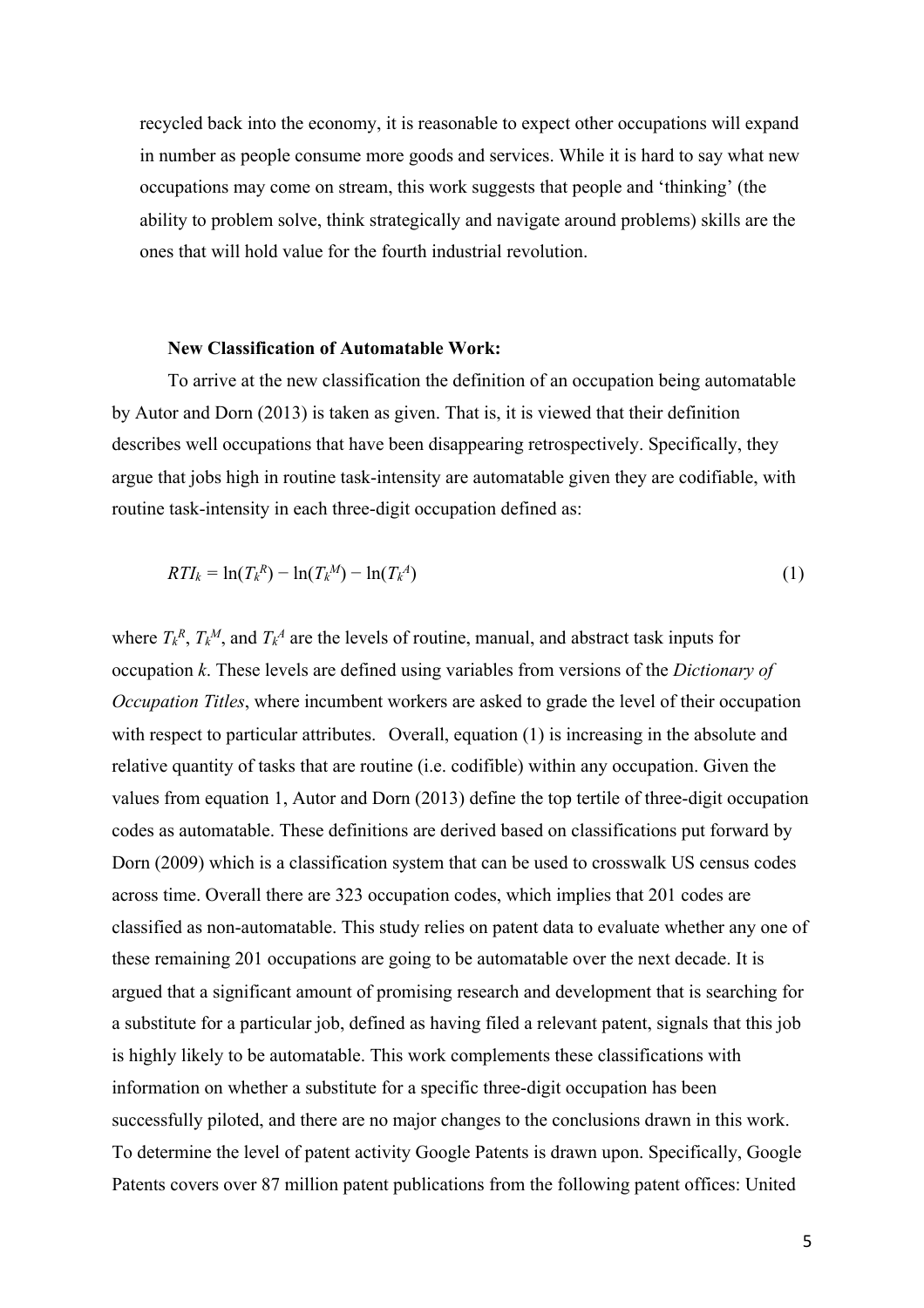recycled back into the economy, it is reasonable to expect other occupations will expand in number as people consume more goods and services. While it is hard to say what new occupations may come on stream, this work suggests that people and 'thinking' (the ability to problem solve, think strategically and navigate around problems) skills are the ones that will hold value for the fourth industrial revolution.

**New Classification of Automatable Work:**

To arrive at the new classification the definition of an occupation being automatable by Autor and Dorn (2013) is taken as given. That is, it is viewed that their definition describes well occupations that have been disappearing retrospectively. Specifically, they argue that jobs high in routine task-intensity are automatable given they are codifiable, with routine task-intensity in each three-digit occupation defined as:

$$RTI_k = \ln(T_k^R) - \ln(T_k^M) - \ln(T_k^A) \quad (1)$$

where $T_k^R$, $T_k^M$, and $T_k^A$ are the levels of routine, manual, and abstract task inputs for occupation $k$. These levels are defined using variables from versions of the *Dictionary of Occupation Titles*, where incumbent workers are asked to grade the level of their occupation with respect to particular attributes. Overall, equation (1) is increasing in the absolute and relative quantity of tasks that are routine (i.e. codifible) within any occupation. Given the values from equation 1, Autor and Dorn (2013) define the top tertile of three-digit occupation codes as automatable. These definitions are derived based on classifications put forward by Dorn (2009) which is a classification system that can be used to crosswalk US census codes across time. Overall there are 323 occupation codes, which implies that 201 codes are classified as non-automatable. This study relies on patent data to evaluate whether any one of these remaining 201 occupations are going to be automatable over the next decade. It is argued that a significant amount of promising research and development that is searching for a substitute for a particular job, defined as having filed a relevant patent, signals that this job is highly likely to be automatable. This work complements these classifications with information on whether a substitute for a specific three-digit occupation has been successfully piloted, and there are no major changes to the conclusions drawn in this work. To determine the level of patent activity Google Patents is drawn upon. Specifically, Google Patents covers over 87 million patent publications from the following patent offices: United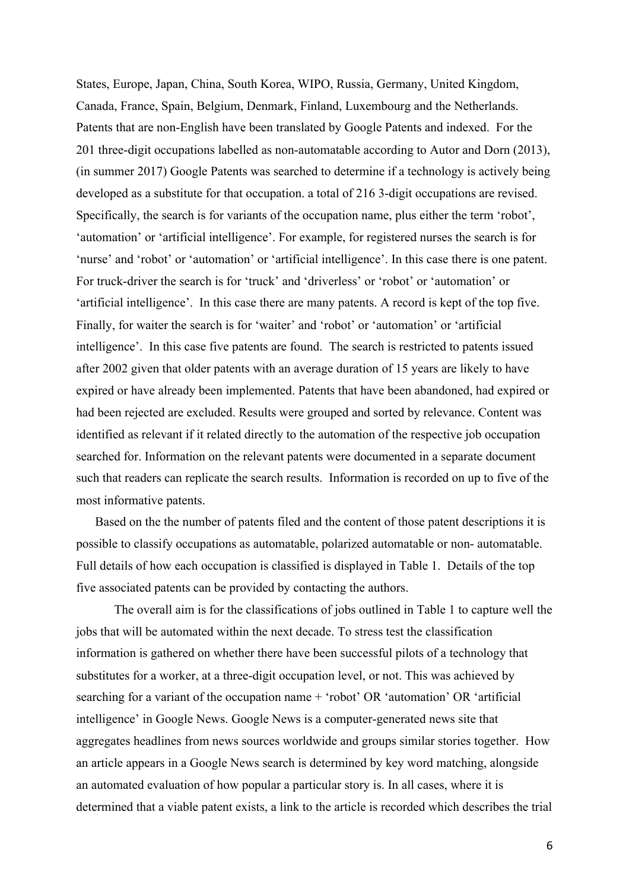States, Europe, Japan, China, South Korea, WIPO, Russia, Germany, United Kingdom, Canada, France, Spain, Belgium, Denmark, Finland, Luxembourg and the Netherlands. Patents that are non-English have been translated by Google Patents and indexed. For the 201 three-digit occupations labelled as non-automatable according to Autor and Dorn (2013), (in summer 2017) Google Patents was searched to determine if a technology is actively being developed as a substitute for that occupation. a total of 216 3-digit occupations are revised. Specifically, the search is for variants of the occupation name, plus either the term 'robot', 'automation' or 'artificial intelligence'. For example, for registered nurses the search is for 'nurse' and 'robot' or 'automation' or 'artificial intelligence'. In this case there is one patent. For truck-driver the search is for 'truck' and 'driverless' or 'robot' or 'automation' or 'artificial intelligence'. In this case there are many patents. A record is kept of the top five. Finally, for waiter the search is for 'waiter' and 'robot' or 'automation' or 'artificial intelligence'. In this case five patents are found. The search is restricted to patents issued after 2002 given that older patents with an average duration of 15 years are likely to have expired or have already been implemented. Patents that have been abandoned, had expired or had been rejected are excluded. Results were grouped and sorted by relevance. Content was identified as relevant if it related directly to the automation of the respective job occupation searched for. Information on the relevant patents were documented in a separate document such that readers can replicate the search results. Information is recorded on up to five of the most informative patents.

Based on the the number of patents filed and the content of those patent descriptions it is possible to classify occupations as automatable, polarized automatable or non- automatable. Full details of how each occupation is classified is displayed in Table 1. Details of the top five associated patents can be provided by contacting the authors.

The overall aim is for the classifications of jobs outlined in Table 1 to capture well the jobs that will be automated within the next decade. To stress test the classification information is gathered on whether there have been successful pilots of a technology that substitutes for a worker, at a three-digit occupation level, or not. This was achieved by searching for a variant of the occupation name + 'robot' OR 'automation' OR 'artificial intelligence' in Google News. Google News is a computer-generated news site that aggregates headlines from news sources worldwide and groups similar stories together. How an article appears in a Google News search is determined by key word matching, alongside an automated evaluation of how popular a particular story is. In all cases, where it is determined that a viable patent exists, a link to the article is recorded which describes the trial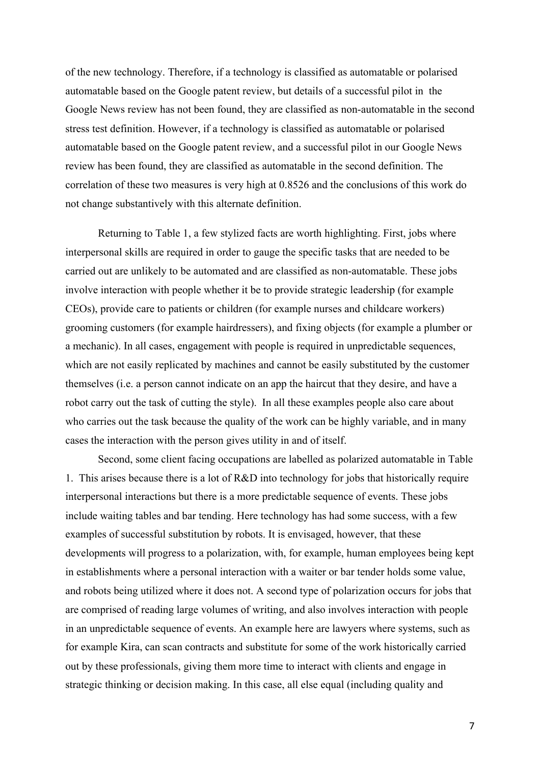of the new technology. Therefore, if a technology is classified as automatable or polarised automatable based on the Google patent review, but details of a successful pilot in the Google News review has not been found, they are classified as non-automatable in the second stress test definition. However, if a technology is classified as automatable or polarised automatable based on the Google patent review, and a successful pilot in our Google News review has been found, they are classified as automatable in the second definition. The correlation of these two measures is very high at 0.8526 and the conclusions of this work do not change substantively with this alternate definition.

Returning to Table 1, a few stylized facts are worth highlighting. First, jobs where interpersonal skills are required in order to gauge the specific tasks that are needed to be carried out are unlikely to be automated and are classified as non-automatable. These jobs involve interaction with people whether it be to provide strategic leadership (for example CEOs), provide care to patients or children (for example nurses and childcare workers) grooming customers (for example hairdressers), and fixing objects (for example a plumber or a mechanic). In all cases, engagement with people is required in unpredictable sequences, which are not easily replicated by machines and cannot be easily substituted by the customer themselves (i.e. a person cannot indicate on an app the haircut that they desire, and have a robot carry out the task of cutting the style). In all these examples people also care about who carries out the task because the quality of the work can be highly variable, and in many cases the interaction with the person gives utility in and of itself.

Second, some client facing occupations are labelled as polarized automatable in Table 1. This arises because there is a lot of R&D into technology for jobs that historically require interpersonal interactions but there is a more predictable sequence of events. These jobs include waiting tables and bar tending. Here technology has had some success, with a few examples of successful substitution by robots. It is envisaged, however, that these developments will progress to a polarization, with, for example, human employees being kept in establishments where a personal interaction with a waiter or bar tender holds some value, and robots being utilized where it does not. A second type of polarization occurs for jobs that are comprised of reading large volumes of writing, and also involves interaction with people in an unpredictable sequence of events. An example here are lawyers where systems, such as for example Kira, can scan contracts and substitute for some of the work historically carried out by these professionals, giving them more time to interact with clients and engage in strategic thinking or decision making. In this case, all else equal (including quality and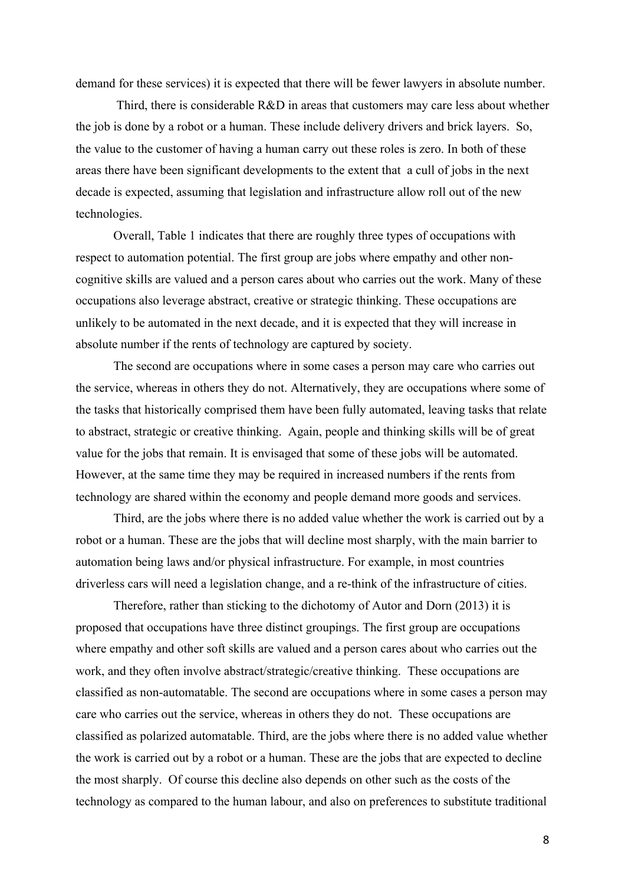demand for these services) it is expected that there will be fewer lawyers in absolute number.

Third, there is considerable R&D in areas that customers may care less about whether the job is done by a robot or a human. These include delivery drivers and brick layers. So, the value to the customer of having a human carry out these roles is zero. In both of these areas there have been significant developments to the extent that a cull of jobs in the next decade is expected, assuming that legislation and infrastructure allow roll out of the new technologies.

Overall, Table 1 indicates that there are roughly three types of occupations with respect to automation potential. The first group are jobs where empathy and other non-cognitive skills are valued and a person cares about who carries out the work. Many of these occupations also leverage abstract, creative or strategic thinking. These occupations are unlikely to be automated in the next decade, and it is expected that they will increase in absolute number if the rents of technology are captured by society.

The second are occupations where in some cases a person may care who carries out the service, whereas in others they do not. Alternatively, they are occupations where some of the tasks that historically comprised them have been fully automated, leaving tasks that relate to abstract, strategic or creative thinking. Again, people and thinking skills will be of great value for the jobs that remain. It is envisaged that some of these jobs will be automated. However, at the same time they may be required in increased numbers if the rents from technology are shared within the economy and people demand more goods and services.

Third, are the jobs where there is no added value whether the work is carried out by a robot or a human. These are the jobs that will decline most sharply, with the main barrier to automation being laws and/or physical infrastructure. For example, in most countries driverless cars will need a legislation change, and a re-think of the infrastructure of cities.

Therefore, rather than sticking to the dichotomy of Autor and Dorn (2013) it is proposed that occupations have three distinct groupings. The first group are occupations where empathy and other soft skills are valued and a person cares about who carries out the work, and they often involve abstract/strategic/creative thinking. These occupations are classified as non-automatable. The second are occupations where in some cases a person may care who carries out the service, whereas in others they do not. These occupations are classified as polarized automatable. Third, are the jobs where there is no added value whether the work is carried out by a robot or a human. These are the jobs that are expected to decline the most sharply. Of course this decline also depends on other such as the costs of the technology as compared to the human labour, and also on preferences to substitute traditional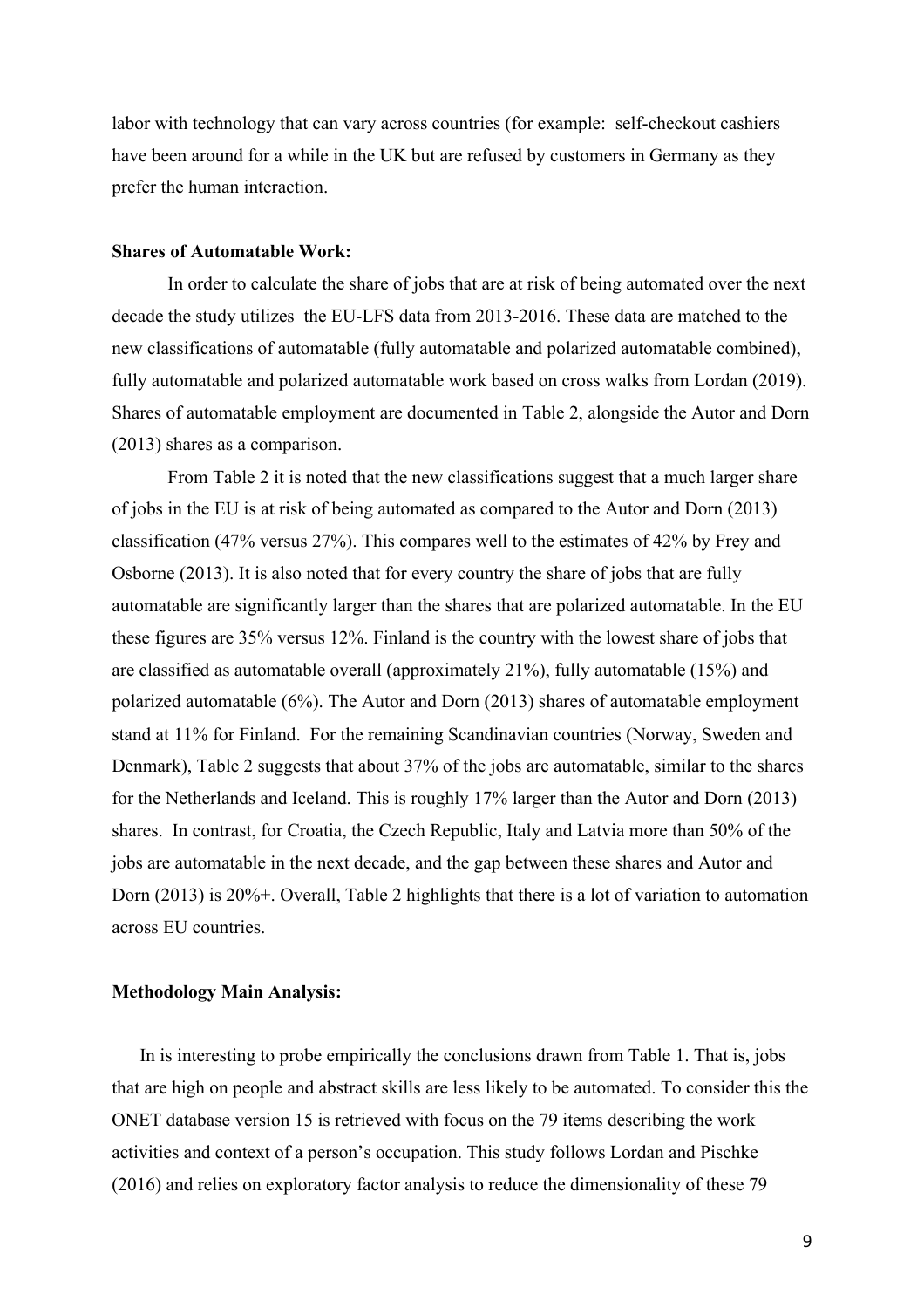labor with technology that can vary across countries (for example: self-checkout cashiers have been around for a while in the UK but are refused by customers in Germany as they prefer the human interaction.

**Shares of Automatable Work:**

In order to calculate the share of jobs that are at risk of being automated over the next decade the study utilizes the EU-LFS data from 2013-2016. These data are matched to the new classifications of automatable (fully automatable and polarized automatable combined), fully automatable and polarized automatable work based on cross walks from Lordan (2019). Shares of automatable employment are documented in Table 2, alongside the Autor and Dorn (2013) shares as a comparison.

From Table 2 it is noted that the new classifications suggest that a much larger share of jobs in the EU is at risk of being automated as compared to the Autor and Dorn (2013) classification (47% versus 27%). This compares well to the estimates of 42% by Frey and Osborne (2013). It is also noted that for every country the share of jobs that are fully automatable are significantly larger than the shares that are polarized automatable. In the EU these figures are 35% versus 12%. Finland is the country with the lowest share of jobs that are classified as automatable overall (approximately 21%), fully automatable (15%) and polarized automatable (6%). The Autor and Dorn (2013) shares of automatable employment stand at 11% for Finland. For the remaining Scandinavian countries (Norway, Sweden and Denmark), Table 2 suggests that about 37% of the jobs are automatable, similar to the shares for the Netherlands and Iceland. This is roughly 17% larger than the Autor and Dorn (2013) shares. In contrast, for Croatia, the Czech Republic, Italy and Latvia more than 50% of the jobs are automatable in the next decade, and the gap between these shares and Autor and Dorn (2013) is 20%+. Overall, Table 2 highlights that there is a lot of variation to automation across EU countries.

**Methodology Main Analysis:**

In is interesting to probe empirically the conclusions drawn from Table 1. That is, jobs that are high on people and abstract skills are less likely to be automated. To consider this the ONET database version 15 is retrieved with focus on the 79 items describing the work activities and context of a person's occupation. This study follows Lordan and Pischke (2016) and relies on exploratory factor analysis to reduce the dimensionality of these 79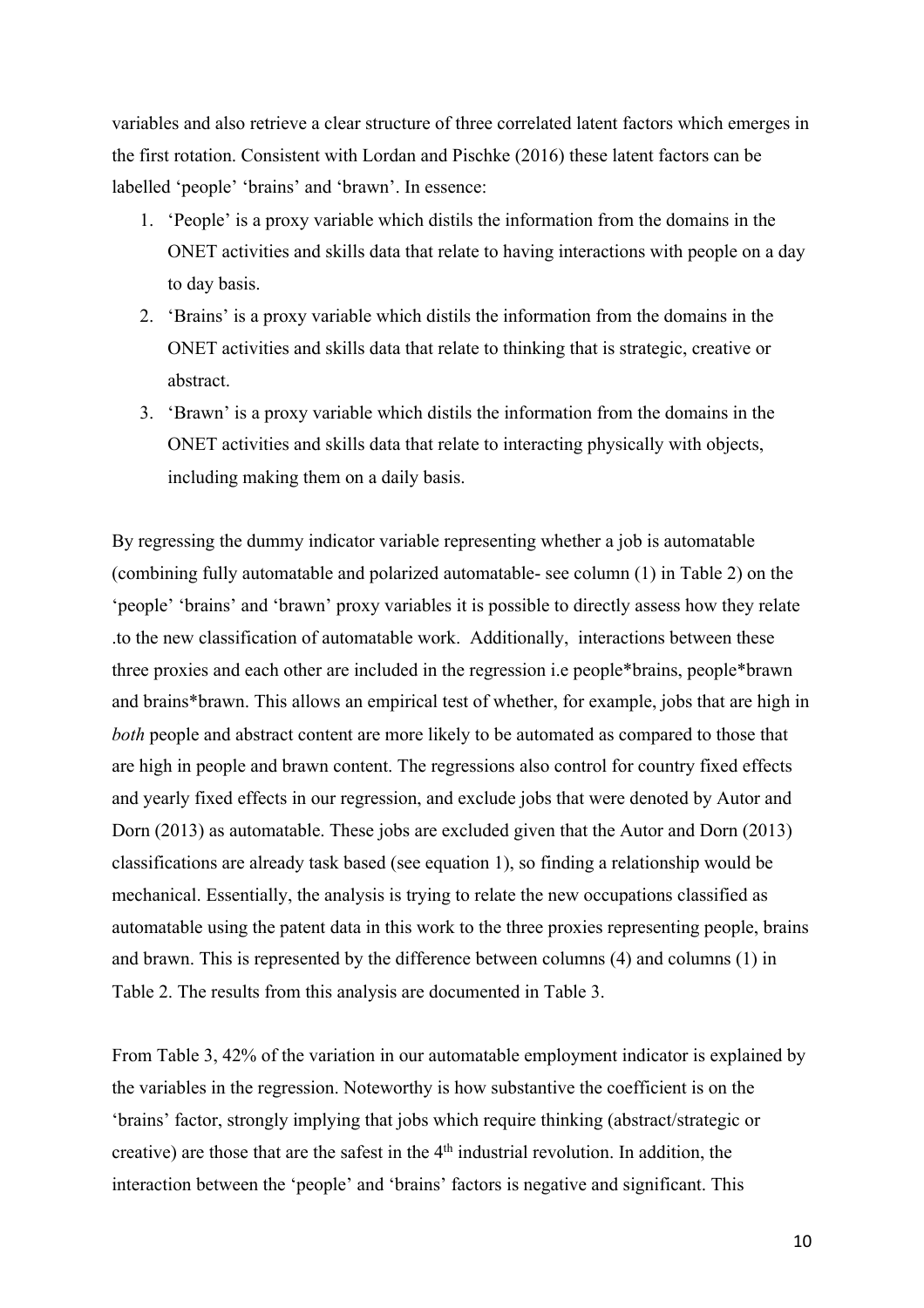variables and also retrieve a clear structure of three correlated latent factors which emerges in the first rotation. Consistent with Lordan and Pischke (2016) these latent factors can be labelled 'people' 'brains' and 'brawn'. In essence:

1. 'People' is a proxy variable which distils the information from the domains in the ONET activities and skills data that relate to having interactions with people on a day to day basis.
2. 'Brains' is a proxy variable which distils the information from the domains in the ONET activities and skills data that relate to thinking that is strategic, creative or abstract.
3. 'Brawn' is a proxy variable which distils the information from the domains in the ONET activities and skills data that relate to interacting physically with objects, including making them on a daily basis.

By regressing the dummy indicator variable representing whether a job is automatable (combining fully automatable and polarized automatable- see column (1) in Table 2) on the 'people' 'brains' and 'brawn' proxy variables it is possible to directly assess how they relate .to the new classification of automatable work. Additionally, interactions between these three proxies and each other are included in the regression i.e people*brains, people*brawn and brains*brawn. This allows an empirical test of whether, for example, jobs that are high in *both* people and abstract content are more likely to be automated as compared to those that are high in people and brawn content. The regressions also control for country fixed effects and yearly fixed effects in our regression, and exclude jobs that were denoted by Autor and Dorn (2013) as automatable. These jobs are excluded given that the Autor and Dorn (2013) classifications are already task based (see equation 1), so finding a relationship would be mechanical. Essentially, the analysis is trying to relate the new occupations classified as automatable using the patent data in this work to the three proxies representing people, brains and brawn. This is represented by the difference between columns (4) and columns (1) in Table 2. The results from this analysis are documented in Table 3.

From Table 3, 42% of the variation in our automatable employment indicator is explained by the variables in the regression. Noteworthy is how substantive the coefficient is on the 'brains' factor, strongly implying that jobs which require thinking (abstract/strategic or creative) are those that are the safest in the 4th industrial revolution. In addition, the interaction between the 'people' and 'brains' factors is negative and significant. This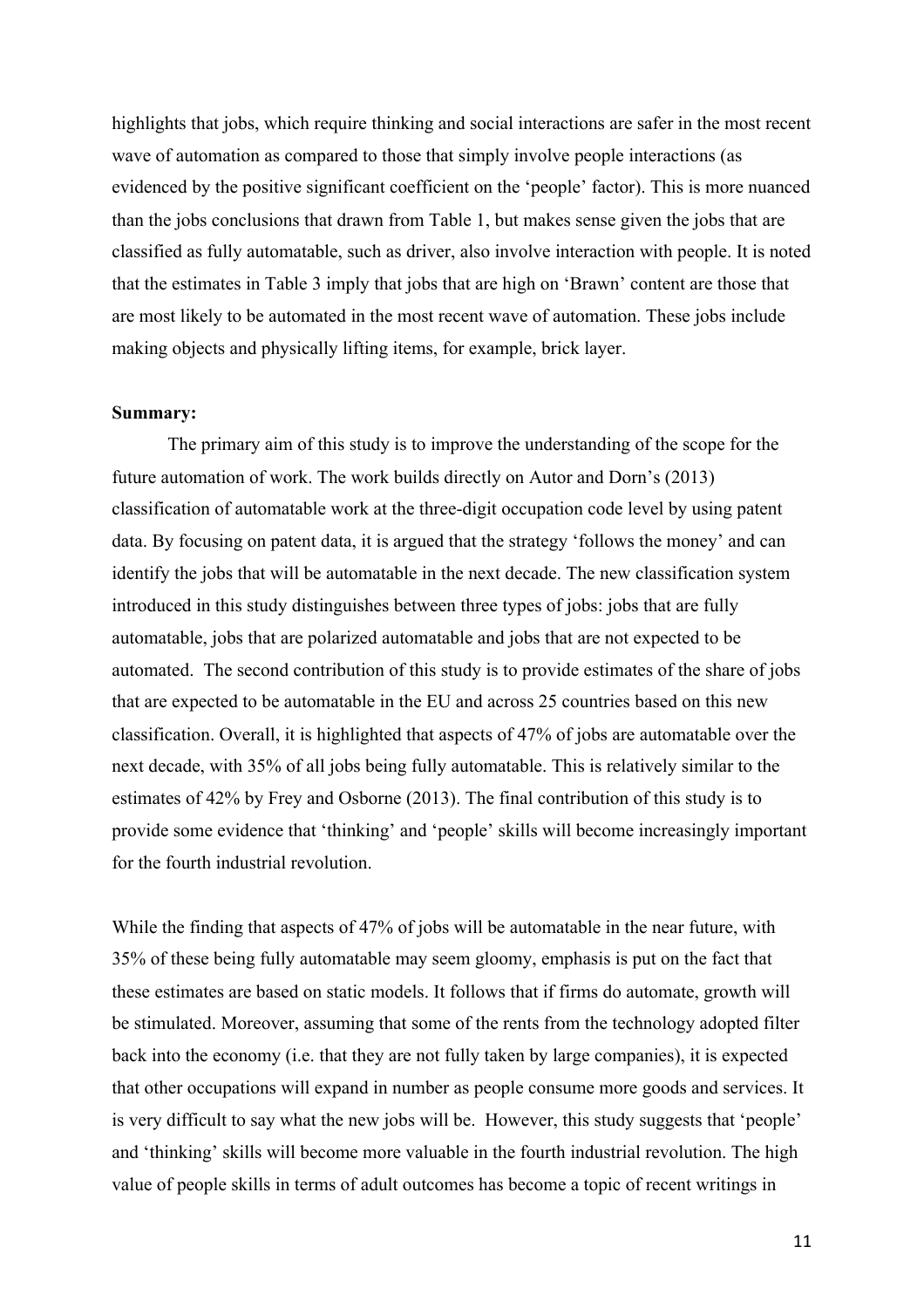highlights that jobs, which require thinking and social interactions are safer in the most recent wave of automation as compared to those that simply involve people interactions (as evidenced by the positive significant coefficient on the 'people' factor). This is more nuanced than the jobs conclusions that drawn from Table 1, but makes sense given the jobs that are classified as fully automatable, such as driver, also involve interaction with people. It is noted that the estimates in Table 3 imply that jobs that are high on 'Brawn' content are those that are most likely to be automated in the most recent wave of automation. These jobs include making objects and physically lifting items, for example, brick layer.

**Summary:**

The primary aim of this study is to improve the understanding of the scope for the future automation of work. The work builds directly on Autor and Dorn's (2013) classification of automatable work at the three-digit occupation code level by using patent data. By focusing on patent data, it is argued that the strategy 'follows the money' and can identify the jobs that will be automatable in the next decade. The new classification system introduced in this study distinguishes between three types of jobs: jobs that are fully automatable, jobs that are polarized automatable and jobs that are not expected to be automated. The second contribution of this study is to provide estimates of the share of jobs that are expected to be automatable in the EU and across 25 countries based on this new classification. Overall, it is highlighted that aspects of 47% of jobs are automatable over the next decade, with 35% of all jobs being fully automatable. This is relatively similar to the estimates of 42% by Frey and Osborne (2013). The final contribution of this study is to provide some evidence that 'thinking' and 'people' skills will become increasingly important for the fourth industrial revolution.

While the finding that aspects of 47% of jobs will be automatable in the near future, with 35% of these being fully automatable may seem gloomy, emphasis is put on the fact that these estimates are based on static models. It follows that if firms do automate, growth will be stimulated. Moreover, assuming that some of the rents from the technology adopted filter back into the economy (i.e. that they are not fully taken by large companies), it is expected that other occupations will expand in number as people consume more goods and services. It is very difficult to say what the new jobs will be. However, this study suggests that 'people' and 'thinking' skills will become more valuable in the fourth industrial revolution. The high value of people skills in terms of adult outcomes has become a topic of recent writings in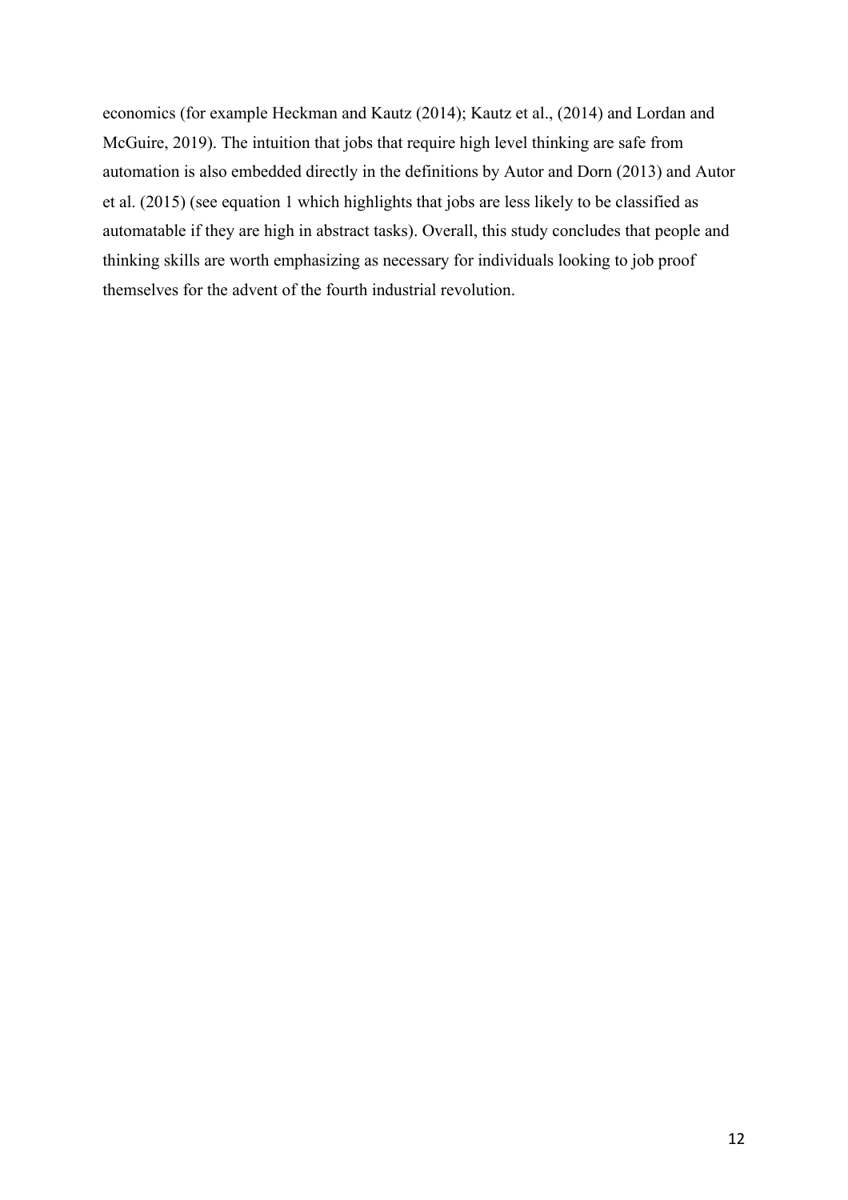economics (for example Heckman and Kautz (2014); Kautz et al., (2014) and Lordan and McGuire, 2019). The intuition that jobs that require high level thinking are safe from automation is also embedded directly in the definitions by Autor and Dorn (2013) and Autor et al. (2015) (see equation 1 which highlights that jobs are less likely to be classified as automatable if they are high in abstract tasks). Overall, this study concludes that people and thinking skills are worth emphasizing as necessary for individuals looking to job proof themselves for the advent of the fourth industrial revolution.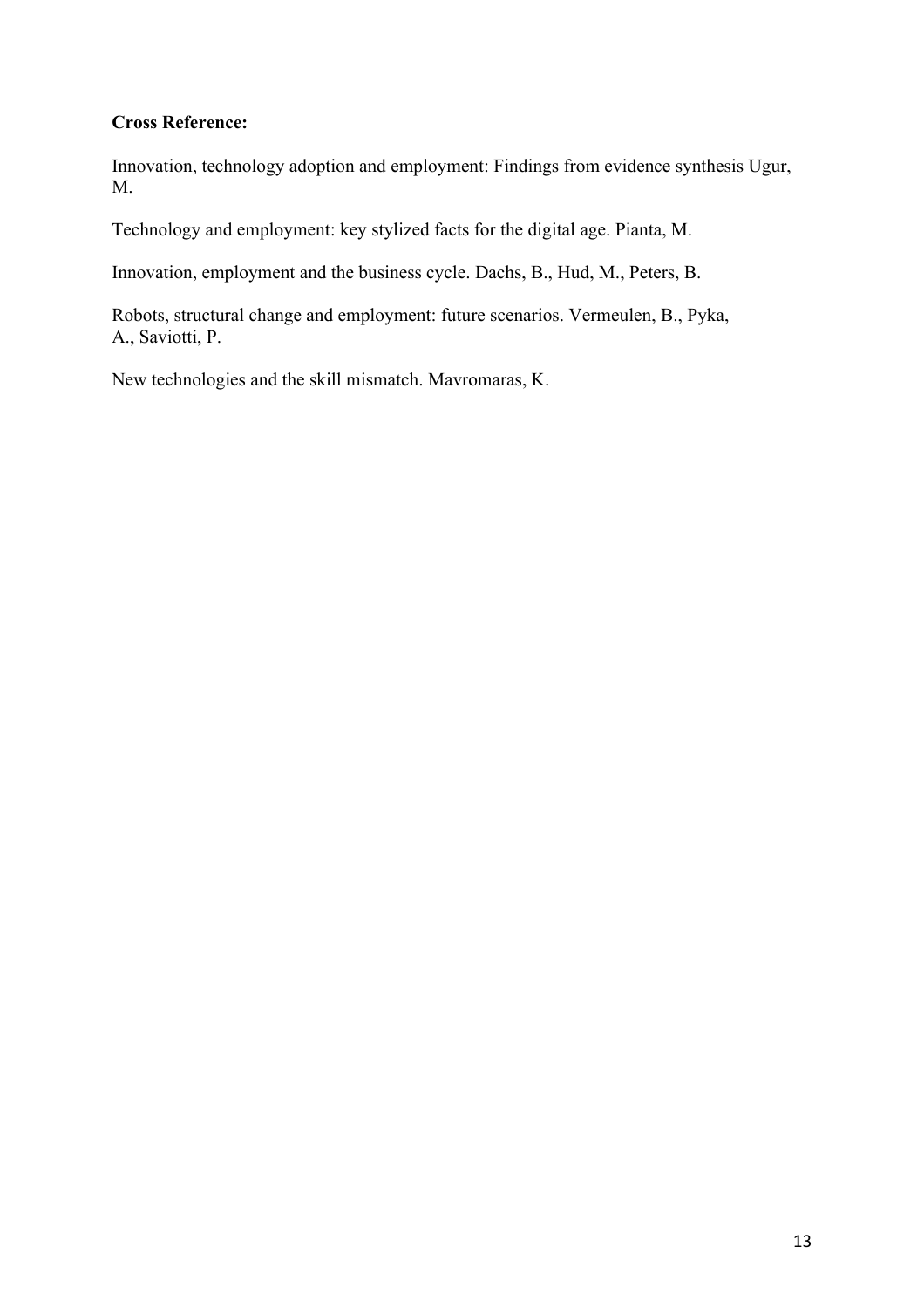**Cross Reference:**

Innovation, technology adoption and employment: Findings from evidence synthesis Ugur, M.

Technology and employment: key stylized facts for the digital age. Pianta, M.

Innovation, employment and the business cycle. Dachs, B., Hud, M., Peters, B.

Robots, structural change and employment: future scenarios. Vermeulen, B., Pyka, A., Saviotti, P.

New technologies and the skill mismatch. Mavromaras, K.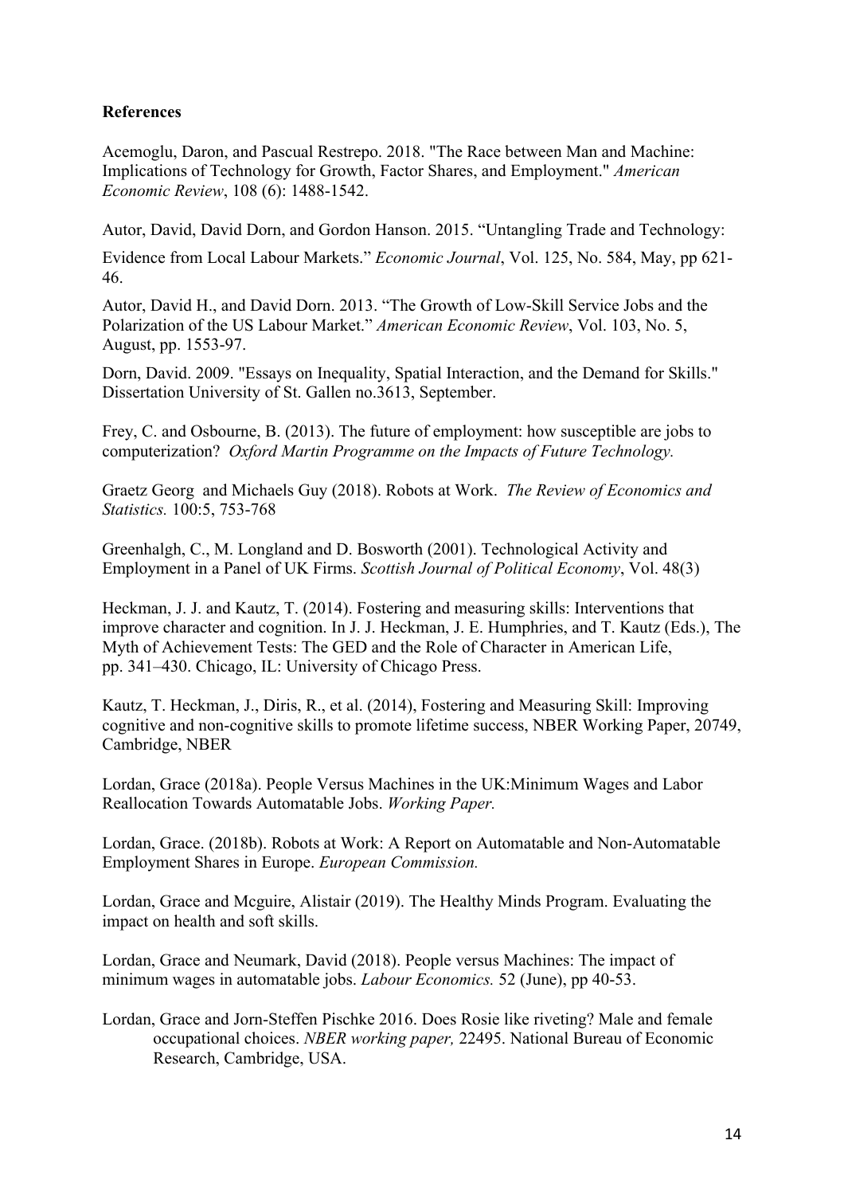**References**

Acemoglu, Daron, and Pascual Restrepo. 2018. "The Race between Man and Machine: Implications of Technology for Growth, Factor Shares, and Employment." *American Economic Review*, 108 (6): 1488-1542.

Autor, David, David Dorn, and Gordon Hanson. 2015. "Untangling Trade and Technology: Evidence from Local Labour Markets." *Economic Journal*, Vol. 125, No. 584, May, pp 621-46.

Autor, David H., and David Dorn. 2013. "The Growth of Low-Skill Service Jobs and the Polarization of the US Labour Market." *American Economic Review*, Vol. 103, No. 5, August, pp. 1553-97.

Dorn, David. 2009. "Essays on Inequality, Spatial Interaction, and the Demand for Skills." Dissertation University of St. Gallen no.3613, September.

Frey, C. and Osbourne, B. (2013). The future of employment: how susceptible are jobs to computerization? *Oxford Martin Programme on the Impacts of Future Technology.*

Graetz Georg and Michaels Guy (2018). Robots at Work. *The Review of Economics and Statistics.* 100:5, 753-768

Greenhalgh, C., M. Longland and D. Bosworth (2001). Technological Activity and Employment in a Panel of UK Firms. *Scottish Journal of Political Economy*, Vol. 48(3)

Heckman, J. J. and Kautz, T. (2014). Fostering and measuring skills: Interventions that improve character and cognition. In J. J. Heckman, J. E. Humphries, and T. Kautz (Eds.), The Myth of Achievement Tests: The GED and the Role of Character in American Life, pp. 341–430. Chicago, IL: University of Chicago Press.

Kautz, T. Heckman, J., Diris, R., et al. (2014), Fostering and Measuring Skill: Improving cognitive and non-cognitive skills to promote lifetime success, NBER Working Paper, 20749, Cambridge, NBER

Lordan, Grace (2018a). People Versus Machines in the UK:Minimum Wages and Labor Reallocation Towards Automatable Jobs. *Working Paper.*

Lordan, Grace. (2018b). Robots at Work: A Report on Automatable and Non-Automatable Employment Shares in Europe. *European Commission.*

Lordan, Grace and Mcguire, Alistair (2019). The Healthy Minds Program. Evaluating the impact on health and soft skills.

Lordan, Grace and Neumark, David (2018). People versus Machines: The impact of minimum wages in automatable jobs. *Labour Economics.* 52 (June), pp 40-53.

Lordan, Grace and Jorn-Steffen Pischke 2016. Does Rosie like riveting? Male and female occupational choices. *NBER working paper,* 22495. National Bureau of Economic Research, Cambridge, USA.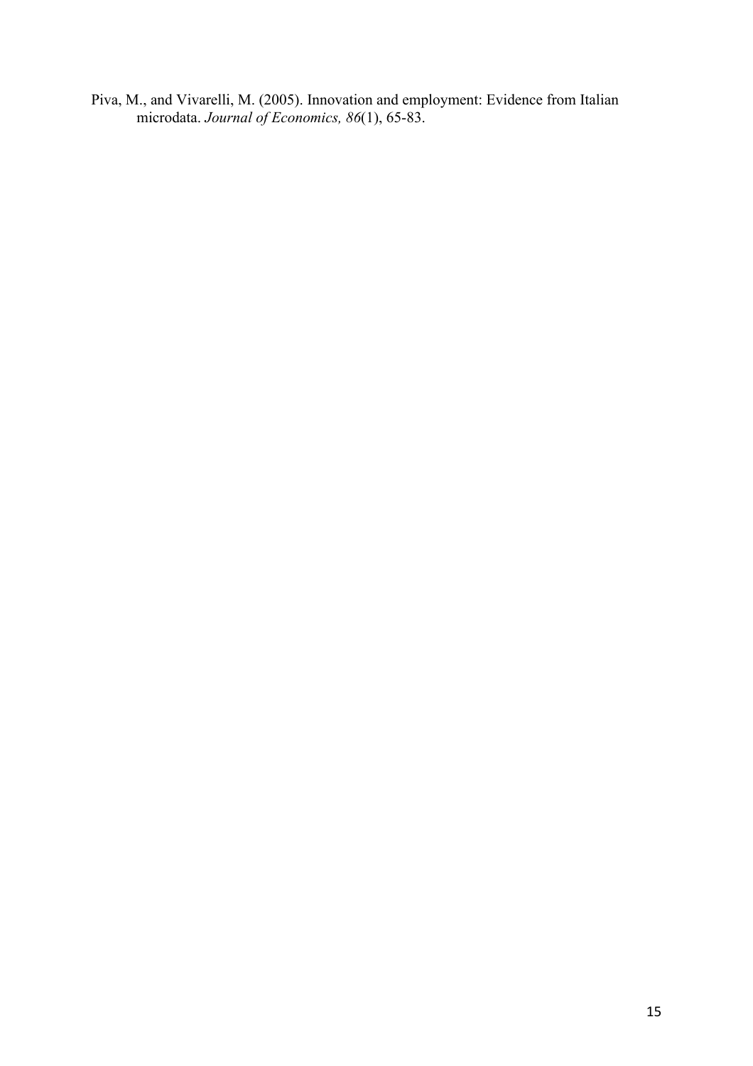Piva, M., and Vivarelli, M. (2005). Innovation and employment: Evidence from Italian microdata. *Journal of Economics, 86*(1), 65-83.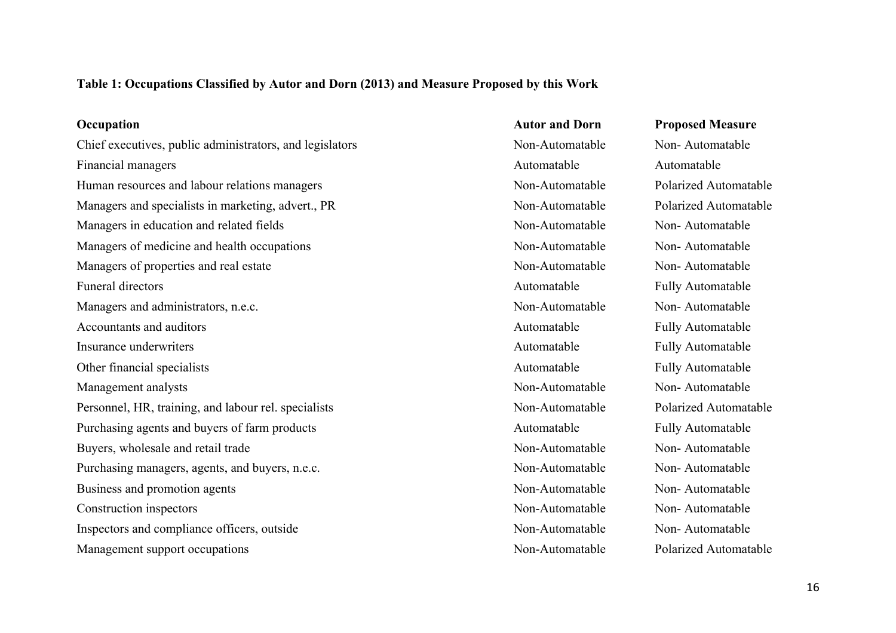**Table 1: Occupations Classified by Autor and Dorn (2013) and Measure Proposed by this Work**

| Occupation | Autor and Dorn | Proposed Measure |
|---|---|---|
| Chief executives, public administrators, and legislators | Non-Automatable | Non- Automatable |
| Financial managers | Automatable | Automatable |
| Human resources and labour relations managers | Non-Automatable | Polarized Automatable |
| Managers and specialists in marketing, advert., PR | Non-Automatable | Polarized Automatable |
| Managers in education and related fields | Non-Automatable | Non- Automatable |
| Managers of medicine and health occupations | Non-Automatable | Non- Automatable |
| Managers of properties and real estate | Non-Automatable | Non- Automatable |
| Funeral directors | Automatable | Fully Automatable |
| Managers and administrators, n.e.c. | Non-Automatable | Non- Automatable |
| Accountants and auditors | Automatable | Fully Automatable |
| Insurance underwriters | Automatable | Fully Automatable |
| Other financial specialists | Automatable | Fully Automatable |
| Management analysts | Non-Automatable | Non- Automatable |
| Personnel, HR, training, and labour rel. specialists | Non-Automatable | Polarized Automatable |
| Purchasing agents and buyers of farm products | Automatable | Fully Automatable |
| Buyers, wholesale and retail trade | Non-Automatable | Non- Automatable |
| Purchasing managers, agents, and buyers, n.e.c. | Non-Automatable | Non- Automatable |
| Business and promotion agents | Non-Automatable | Non- Automatable |
| Construction inspectors | Non-Automatable | Non- Automatable |
| Inspectors and compliance officers, outside | Non-Automatable | Non- Automatable |
| Management support occupations | Non-Automatable | Polarized Automatable |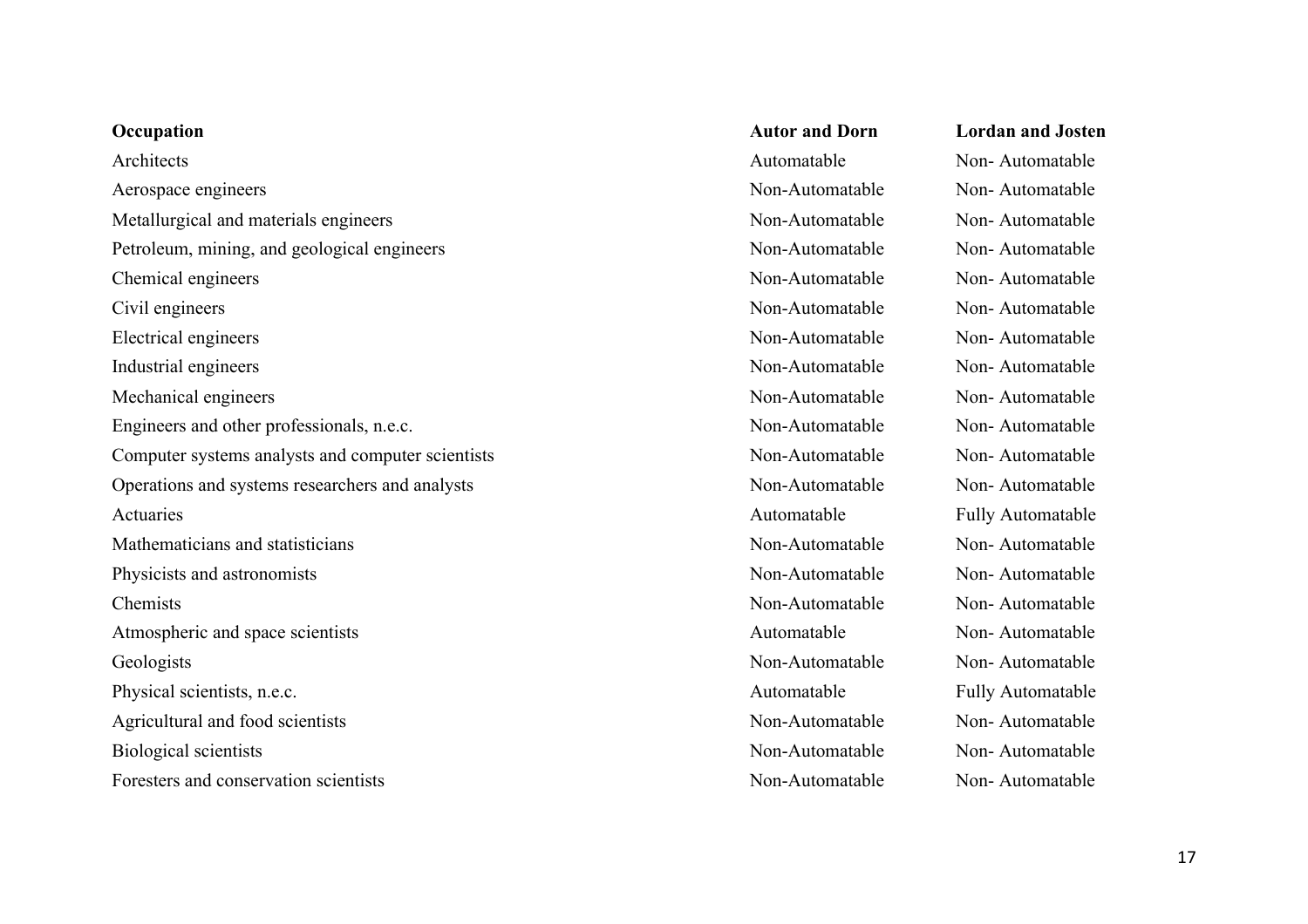| Occupation | Autor and Dorn | Lordan and Josten |
| --- | --- | --- |
| Architects | Automatable | Non- Automatable |
| Aerospace engineers | Non-Automatable | Non- Automatable |
| Metallurgical and materials engineers | Non-Automatable | Non- Automatable |
| Petroleum, mining, and geological engineers | Non-Automatable | Non- Automatable |
| Chemical engineers | Non-Automatable | Non- Automatable |
| Civil engineers | Non-Automatable | Non- Automatable |
| Electrical engineers | Non-Automatable | Non- Automatable |
| Industrial engineers | Non-Automatable | Non- Automatable |
| Mechanical engineers | Non-Automatable | Non- Automatable |
| Engineers and other professionals, n.e.c. | Non-Automatable | Non- Automatable |
| Computer systems analysts and computer scientists | Non-Automatable | Non- Automatable |
| Operations and systems researchers and analysts | Non-Automatable | Non- Automatable |
| Actuaries | Automatable | Fully Automatable |
| Mathematicians and statisticians | Non-Automatable | Non- Automatable |
| Physicists and astronomists | Non-Automatable | Non- Automatable |
| Chemists | Non-Automatable | Non- Automatable |
| Atmospheric and space scientists | Automatable | Non- Automatable |
| Geologists | Non-Automatable | Non- Automatable |
| Physical scientists, n.e.c. | Automatable | Fully Automatable |
| Agricultural and food scientists | Non-Automatable | Non- Automatable |
| Biological scientists | Non-Automatable | Non- Automatable |
| Foresters and conservation scientists | Non-Automatable | Non- Automatable |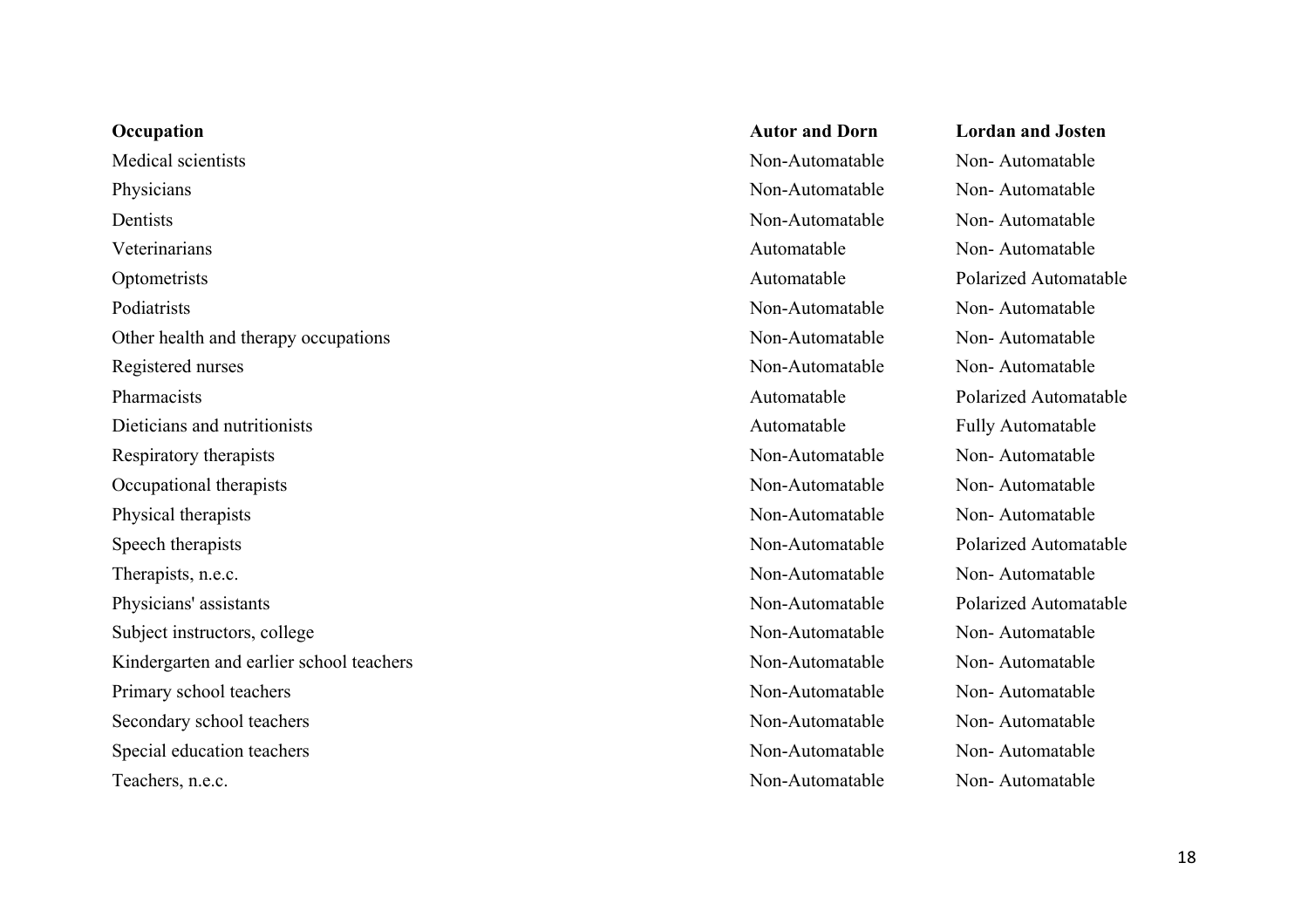| Occupation | Autor and Dorn | Lordan and Josten |
| --- | --- | --- |
| Medical scientists | Non-Automatable | Non- Automatable |
| Physicians | Non-Automatable | Non- Automatable |
| Dentists | Non-Automatable | Non- Automatable |
| Veterinarians | Automatable | Non- Automatable |
| Optometrists | Automatable | Polarized Automatable |
| Podiatrists | Non-Automatable | Non- Automatable |
| Other health and therapy occupations | Non-Automatable | Non- Automatable |
| Registered nurses | Non-Automatable | Non- Automatable |
| Pharmacists | Automatable | Polarized Automatable |
| Dieticians and nutritionists | Automatable | Fully Automatable |
| Respiratory therapists | Non-Automatable | Non- Automatable |
| Occupational therapists | Non-Automatable | Non- Automatable |
| Physical therapists | Non-Automatable | Non- Automatable |
| Speech therapists | Non-Automatable | Polarized Automatable |
| Therapists, n.e.c. | Non-Automatable | Non- Automatable |
| Physicians' assistants | Non-Automatable | Polarized Automatable |
| Subject instructors, college | Non-Automatable | Non- Automatable |
| Kindergarten and earlier school teachers | Non-Automatable | Non- Automatable |
| Primary school teachers | Non-Automatable | Non- Automatable |
| Secondary school teachers | Non-Automatable | Non- Automatable |
| Special education teachers | Non-Automatable | Non- Automatable |
| Teachers, n.e.c. | Non-Automatable | Non- Automatable |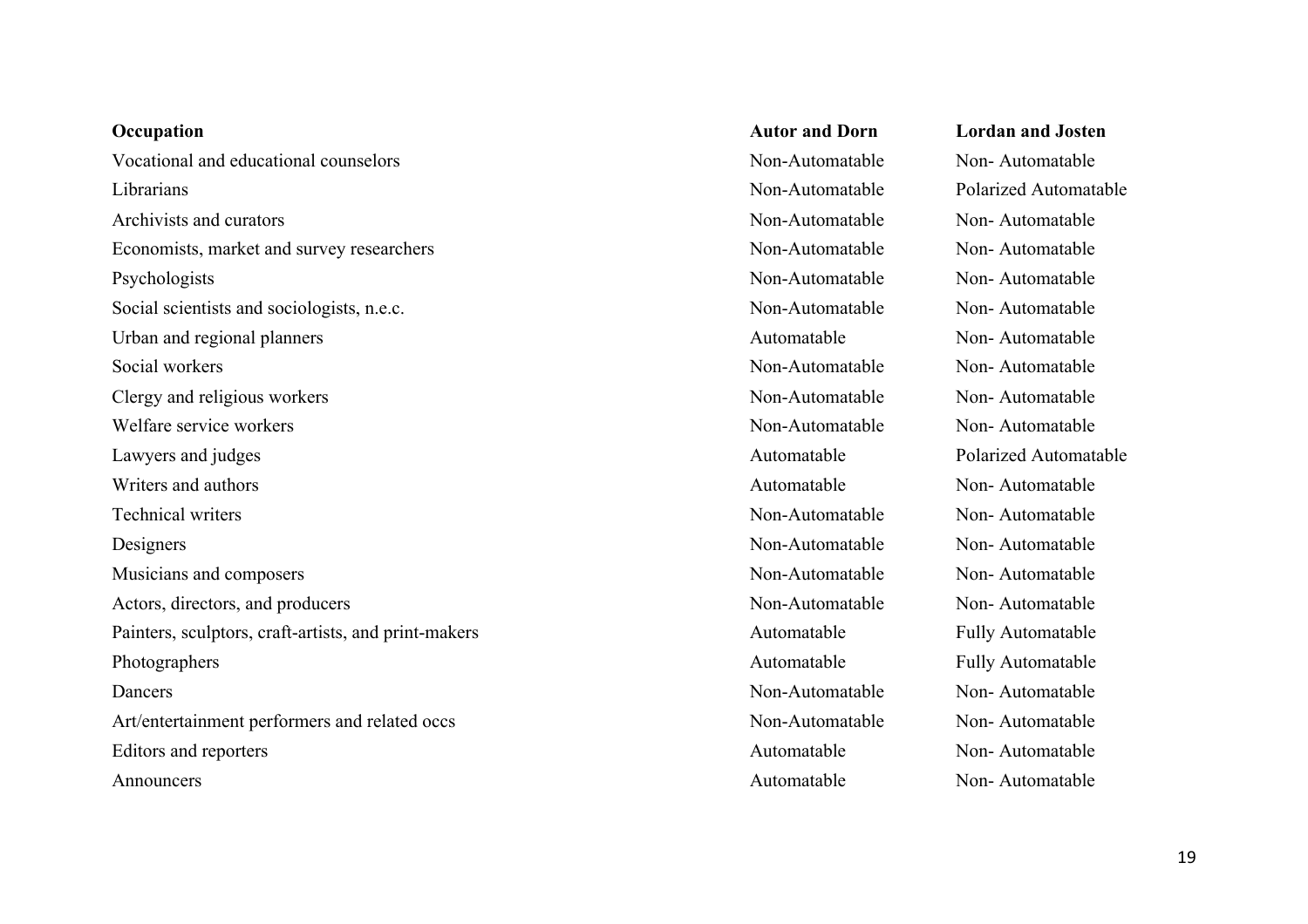| Occupation | Autor and Dorn | Lordan and Josten |
| --- | --- | --- |
| Vocational and educational counselors | Non-Automatable | Non- Automatable |
| Librarians | Non-Automatable | Polarized Automatable |
| Archivists and curators | Non-Automatable | Non- Automatable |
| Economists, market and survey researchers | Non-Automatable | Non- Automatable |
| Psychologists | Non-Automatable | Non- Automatable |
| Social scientists and sociologists, n.e.c. | Non-Automatable | Non- Automatable |
| Urban and regional planners | Automatable | Non- Automatable |
| Social workers | Non-Automatable | Non- Automatable |
| Clergy and religious workers | Non-Automatable | Non- Automatable |
| Welfare service workers | Non-Automatable | Non- Automatable |
| Lawyers and judges | Automatable | Polarized Automatable |
| Writers and authors | Automatable | Non- Automatable |
| Technical writers | Non-Automatable | Non- Automatable |
| Designers | Non-Automatable | Non- Automatable |
| Musicians and composers | Non-Automatable | Non- Automatable |
| Actors, directors, and producers | Non-Automatable | Non- Automatable |
| Painters, sculptors, craft-artists, and print-makers | Automatable | Fully Automatable |
| Photographers | Automatable | Fully Automatable |
| Dancers | Non-Automatable | Non- Automatable |
| Art/entertainment performers and related occs | Non-Automatable | Non- Automatable |
| Editors and reporters | Automatable | Non- Automatable |
| Announcers | Automatable | Non- Automatable |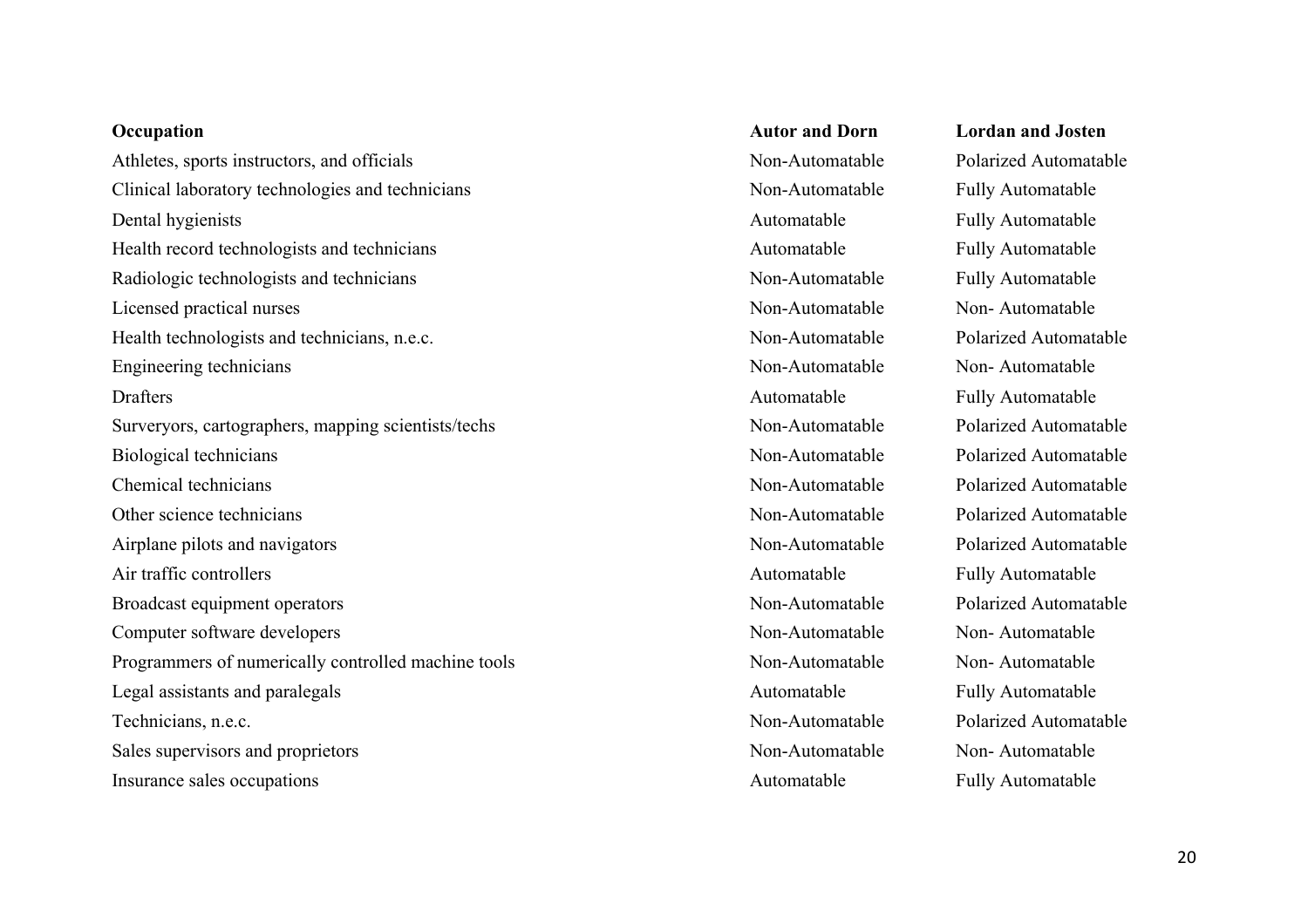| Occupation | Autor and Dorn | Lordan and Josten |
|---|---|---|
| Athletes, sports instructors, and officials | Non-Automatable | Polarized Automatable |
| Clinical laboratory technologies and technicians | Non-Automatable | Fully Automatable |
| Dental hygienists | Automatable | Fully Automatable |
| Health record technologists and technicians | Automatable | Fully Automatable |
| Radiologic technologists and technicians | Non-Automatable | Fully Automatable |
| Licensed practical nurses | Non-Automatable | Non- Automatable |
| Health technologists and technicians, n.e.c. | Non-Automatable | Polarized Automatable |
| Engineering technicians | Non-Automatable | Non- Automatable |
| Drafters | Automatable | Fully Automatable |
| Surveyors, cartographers, mapping scientists/techs | Non-Automatable | Polarized Automatable |
| Biological technicians | Non-Automatable | Polarized Automatable |
| Chemical technicians | Non-Automatable | Polarized Automatable |
| Other science technicians | Non-Automatable | Polarized Automatable |
| Airplane pilots and navigators | Non-Automatable | Polarized Automatable |
| Air traffic controllers | Automatable | Fully Automatable |
| Broadcast equipment operators | Non-Automatable | Polarized Automatable |
| Computer software developers | Non-Automatable | Non- Automatable |
| Programmers of numerically controlled machine tools | Non-Automatable | Non- Automatable |
| Legal assistants and paralegals | Automatable | Fully Automatable |
| Technicians, n.e.c. | Non-Automatable | Polarized Automatable |
| Sales supervisors and proprietors | Non-Automatable | Non- Automatable |
| Insurance sales occupations | Automatable | Fully Automatable |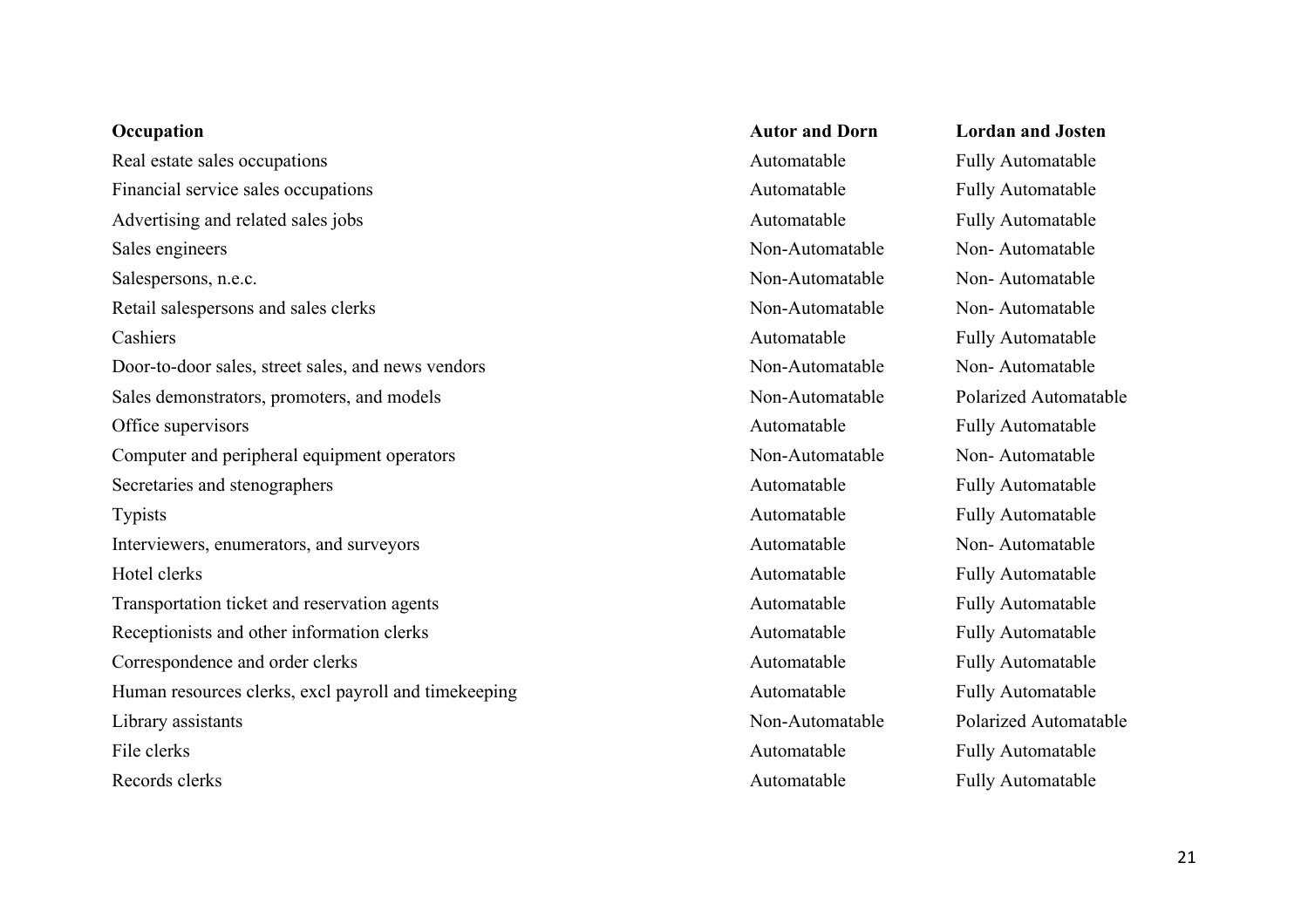| **Occupation** | **Autor and Dorn** | **Lordan and Josten** |
|---|---|---|
| Real estate sales occupations | Automatable | Fully Automatable |
| Financial service sales occupations | Automatable | Fully Automatable |
| Advertising and related sales jobs | Automatable | Fully Automatable |
| Sales engineers | Non-Automatable | Non- Automatable |
| Salespersons, n.e.c. | Non-Automatable | Non- Automatable |
| Retail salespersons and sales clerks | Non-Automatable | Non- Automatable |
| Cashiers | Automatable | Fully Automatable |
| Door-to-door sales, street sales, and news vendors | Non-Automatable | Non- Automatable |
| Sales demonstrators, promoters, and models | Non-Automatable | Polarized Automatable |
| Office supervisors | Automatable | Fully Automatable |
| Computer and peripheral equipment operators | Non-Automatable | Non- Automatable |
| Secretaries and stenographers | Automatable | Fully Automatable |
| Typists | Automatable | Fully Automatable |
| Interviewers, enumerators, and surveyors | Automatable | Non- Automatable |
| Hotel clerks | Automatable | Fully Automatable |
| Transportation ticket and reservation agents | Automatable | Fully Automatable |
| Receptionists and other information clerks | Automatable | Fully Automatable |
| Correspondence and order clerks | Automatable | Fully Automatable |
| Human resources clerks, excl payroll and timekeeping | Automatable | Fully Automatable |
| Library assistants | Non-Automatable | Polarized Automatable |
| File clerks | Automatable | Fully Automatable |
| Records clerks | Automatable | Fully Automatable |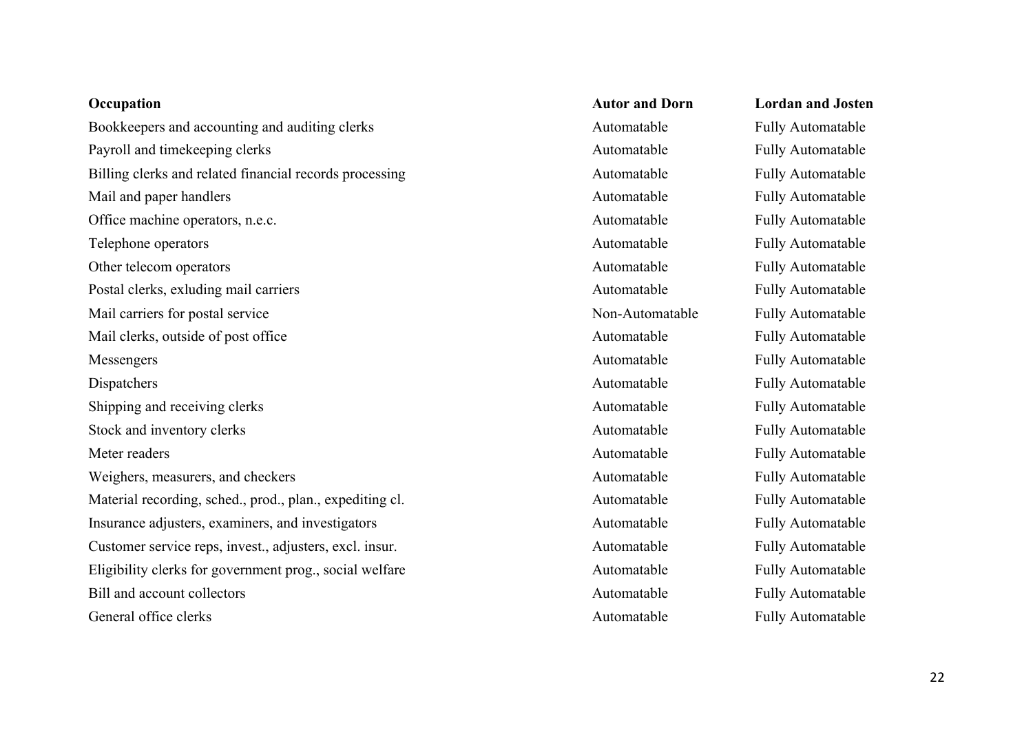| Occupation | Autor and Dorn | Lordan and Josten |
| --- | --- | --- |
| Bookkeepers and accounting and auditing clerks | Automatable | Fully Automatable |
| Payroll and timekeeping clerks | Automatable | Fully Automatable |
| Billing clerks and related financial records processing | Automatable | Fully Automatable |
| Mail and paper handlers | Automatable | Fully Automatable |
| Office machine operators, n.e.c. | Automatable | Fully Automatable |
| Telephone operators | Automatable | Fully Automatable |
| Other telecom operators | Automatable | Fully Automatable |
| Postal clerks, exluding mail carriers | Automatable | Fully Automatable |
| Mail carriers for postal service | Non-Automatable | Fully Automatable |
| Mail clerks, outside of post office | Automatable | Fully Automatable |
| Messengers | Automatable | Fully Automatable |
| Dispatchers | Automatable | Fully Automatable |
| Shipping and receiving clerks | Automatable | Fully Automatable |
| Stock and inventory clerks | Automatable | Fully Automatable |
| Meter readers | Automatable | Fully Automatable |
| Weighers, measurers, and checkers | Automatable | Fully Automatable |
| Material recording, sched., prod., plan., expediting cl. | Automatable | Fully Automatable |
| Insurance adjusters, examiners, and investigators | Automatable | Fully Automatable |
| Customer service reps, invest., adjusters, excl. insur. | Automatable | Fully Automatable |
| Eligibility clerks for government prog., social welfare | Automatable | Fully Automatable |
| Bill and account collectors | Automatable | Fully Automatable |
| General office clerks | Automatable | Fully Automatable |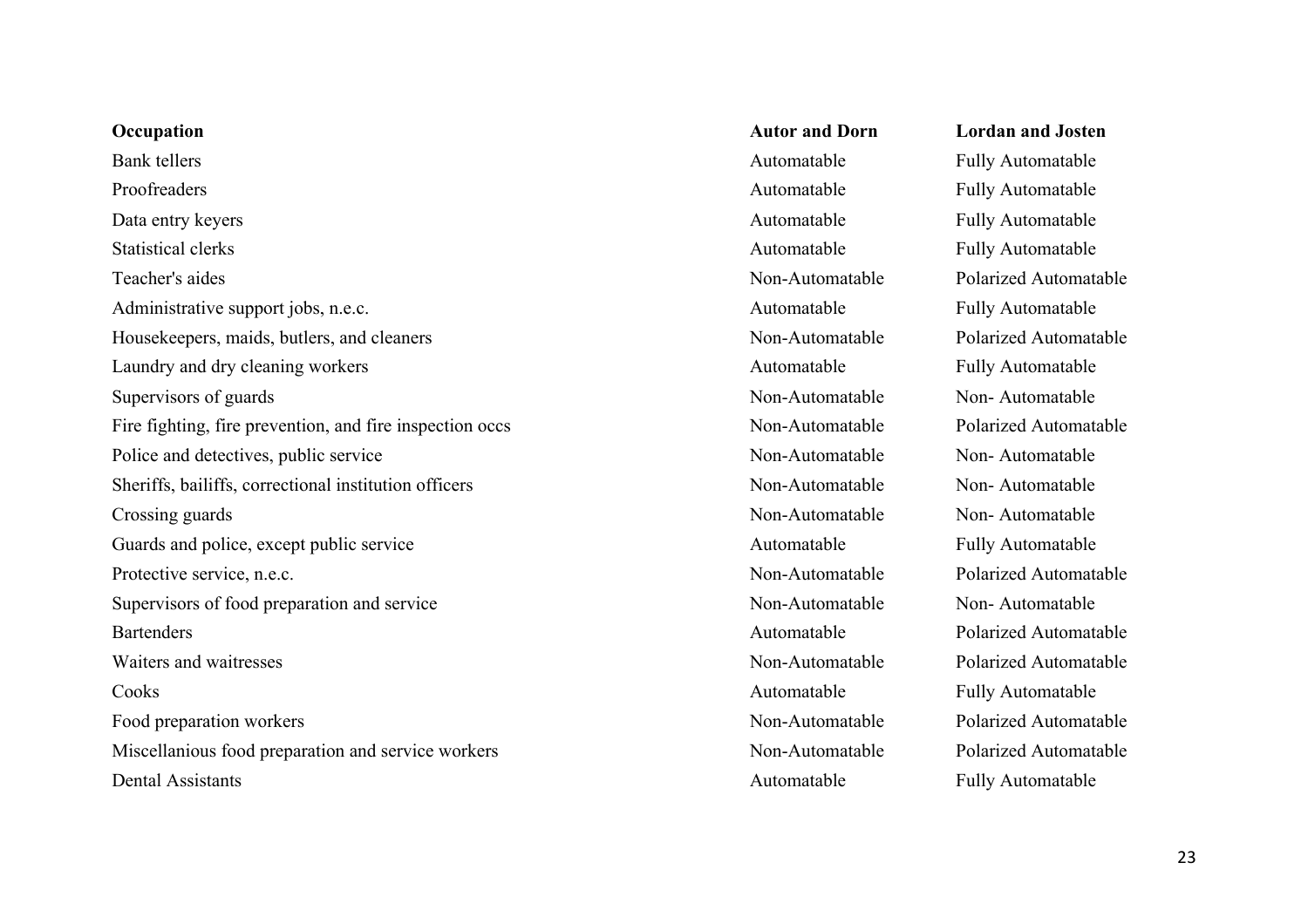| Occupation | Autor and Dorn | Lordan and Josten |
|---|---|---|
| Bank tellers | Automatable | Fully Automatable |
| Proofreaders | Automatable | Fully Automatable |
| Data entry keyers | Automatable | Fully Automatable |
| Statistical clerks | Automatable | Fully Automatable |
| Teacher's aides | Non-Automatable | Polarized Automatable |
| Administrative support jobs, n.e.c. | Automatable | Fully Automatable |
| Housekeepers, maids, butlers, and cleaners | Non-Automatable | Polarized Automatable |
| Laundry and dry cleaning workers | Automatable | Fully Automatable |
| Supervisors of guards | Non-Automatable | Non- Automatable |
| Fire fighting, fire prevention, and fire inspection occs | Non-Automatable | Polarized Automatable |
| Police and detectives, public service | Non-Automatable | Non- Automatable |
| Sheriffs, bailiffs, correctional institution officers | Non-Automatable | Non- Automatable |
| Crossing guards | Non-Automatable | Non- Automatable |
| Guards and police, except public service | Automatable | Fully Automatable |
| Protective service, n.e.c. | Non-Automatable | Polarized Automatable |
| Supervisors of food preparation and service | Non-Automatable | Non- Automatable |
| Bartenders | Automatable | Polarized Automatable |
| Waiters and waitresses | Non-Automatable | Polarized Automatable |
| Cooks | Automatable | Fully Automatable |
| Food preparation workers | Non-Automatable | Polarized Automatable |
| Miscellanious food preparation and service workers | Non-Automatable | Polarized Automatable |
| Dental Assistants | Automatable | Fully Automatable |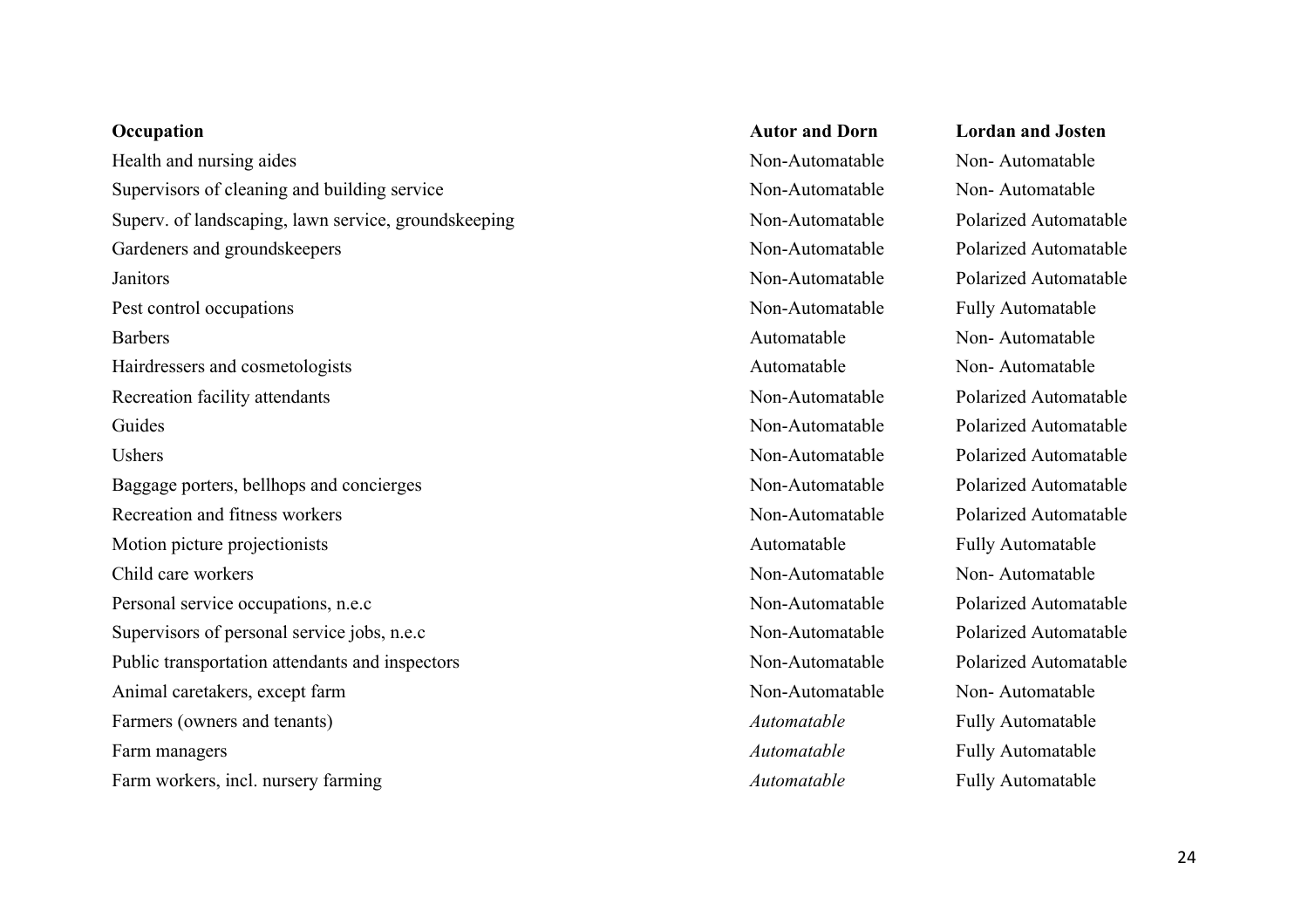| **Occupation** | **Autor and Dorn** | **Lordan and Josten** |
|---|---|---|
| Health and nursing aides | Non-Automatable | Non- Automatable |
| Supervisors of cleaning and building service | Non-Automatable | Non- Automatable |
| Superv. of landscaping, lawn service, groundskeeping | Non-Automatable | Polarized Automatable |
| Gardeners and groundskeepers | Non-Automatable | Polarized Automatable |
| Janitors | Non-Automatable | Polarized Automatable |
| Pest control occupations | Non-Automatable | Fully Automatable |
| Barbers | Automatable | Non- Automatable |
| Hairdressers and cosmetologists | Automatable | Non- Automatable |
| Recreation facility attendants | Non-Automatable | Polarized Automatable |
| Guides | Non-Automatable | Polarized Automatable |
| Ushers | Non-Automatable | Polarized Automatable |
| Baggage porters, bellhops and concierges | Non-Automatable | Polarized Automatable |
| Recreation and fitness workers | Non-Automatable | Polarized Automatable |
| Motion picture projectionists | Automatable | Fully Automatable |
| Child care workers | Non-Automatable | Non- Automatable |
| Personal service occupations, n.e.c | Non-Automatable | Polarized Automatable |
| Supervisors of personal service jobs, n.e.c | Non-Automatable | Polarized Automatable |
| Public transportation attendants and inspectors | Non-Automatable | Polarized Automatable |
| Animal caretakers, except farm | Non-Automatable | Non- Automatable |
| Farmers (owners and tenants) | *Automatable* | Fully Automatable |
| Farm managers | *Automatable* | Fully Automatable |
| Farm workers, incl. nursery farming | *Automatable* | Fully Automatable |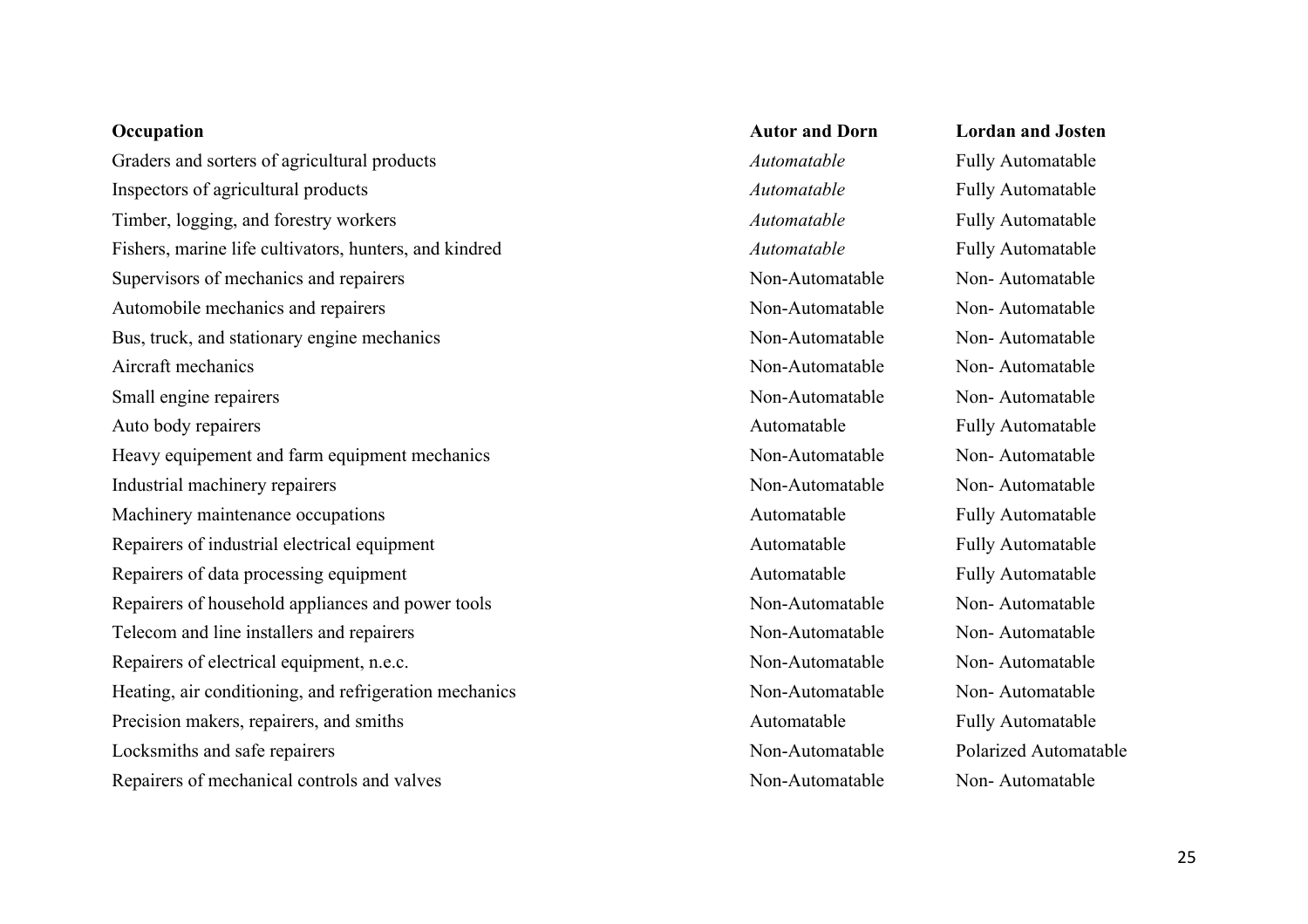| Occupation | Autor and Dorn | Lordan and Josten |
|---|---|---|
| Graders and sorters of agricultural products | *Automatable* | Fully Automatable |
| Inspectors of agricultural products | *Automatable* | Fully Automatable |
| Timber, logging, and forestry workers | *Automatable* | Fully Automatable |
| Fishers, marine life cultivators, hunters, and kindred | *Automatable* | Fully Automatable |
| Supervisors of mechanics and repairers | Non-Automatable | Non- Automatable |
| Automobile mechanics and repairers | Non-Automatable | Non- Automatable |
| Bus, truck, and stationary engine mechanics | Non-Automatable | Non- Automatable |
| Aircraft mechanics | Non-Automatable | Non- Automatable |
| Small engine repairers | Non-Automatable | Non- Automatable |
| Auto body repairers | Automatable | Fully Automatable |
| Heavy equipement and farm equipment mechanics | Non-Automatable | Non- Automatable |
| Industrial machinery repairers | Non-Automatable | Non- Automatable |
| Machinery maintenance occupations | Automatable | Fully Automatable |
| Repairers of industrial electrical equipment | Automatable | Fully Automatable |
| Repairers of data processing equipment | Automatable | Fully Automatable |
| Repairers of household appliances and power tools | Non-Automatable | Non- Automatable |
| Telecom and line installers and repairers | Non-Automatable | Non- Automatable |
| Repairers of electrical equipment, n.e.c. | Non-Automatable | Non- Automatable |
| Heating, air conditioning, and refrigeration mechanics | Non-Automatable | Non- Automatable |
| Precision makers, repairers, and smiths | Automatable | Fully Automatable |
| Locksmiths and safe repairers | Non-Automatable | Polarized Automatable |
| Repairers of mechanical controls and valves | Non-Automatable | Non- Automatable |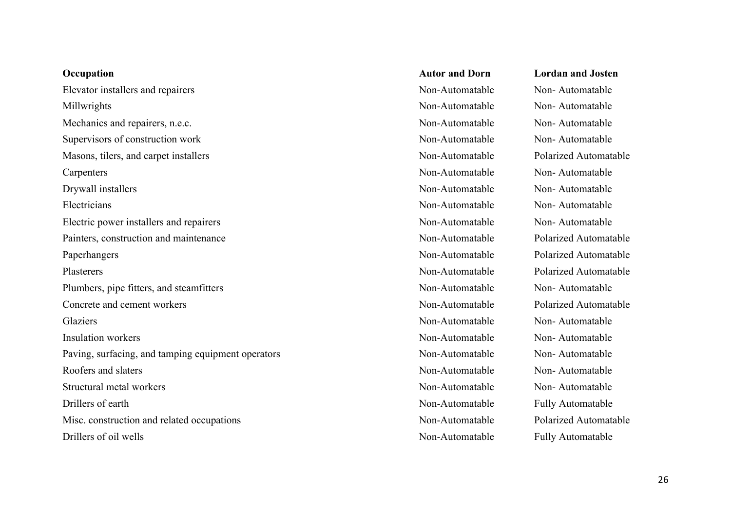| Occupation | Autor and Dorn | Lordan and Josten |
|---|---|---|
| Elevator installers and repairers | Non-Automatable | Non- Automatable |
| Millwrights | Non-Automatable | Non- Automatable |
| Mechanics and repairers, n.e.c. | Non-Automatable | Non- Automatable |
| Supervisors of construction work | Non-Automatable | Non- Automatable |
| Masons, tilers, and carpet installers | Non-Automatable | Polarized Automatable |
| Carpenters | Non-Automatable | Non- Automatable |
| Drywall installers | Non-Automatable | Non- Automatable |
| Electricians | Non-Automatable | Non- Automatable |
| Electric power installers and repairers | Non-Automatable | Non- Automatable |
| Painters, construction and maintenance | Non-Automatable | Polarized Automatable |
| Paperhangers | Non-Automatable | Polarized Automatable |
| Plasterers | Non-Automatable | Polarized Automatable |
| Plumbers, pipe fitters, and steamfitters | Non-Automatable | Non- Automatable |
| Concrete and cement workers | Non-Automatable | Polarized Automatable |
| Glaziers | Non-Automatable | Non- Automatable |
| Insulation workers | Non-Automatable | Non- Automatable |
| Paving, surfacing, and tamping equipment operators | Non-Automatable | Non- Automatable |
| Roofers and slaters | Non-Automatable | Non- Automatable |
| Structural metal workers | Non-Automatable | Non- Automatable |
| Drillers of earth | Non-Automatable | Fully Automatable |
| Misc. construction and related occupations | Non-Automatable | Polarized Automatable |
| Drillers of oil wells | Non-Automatable | Fully Automatable |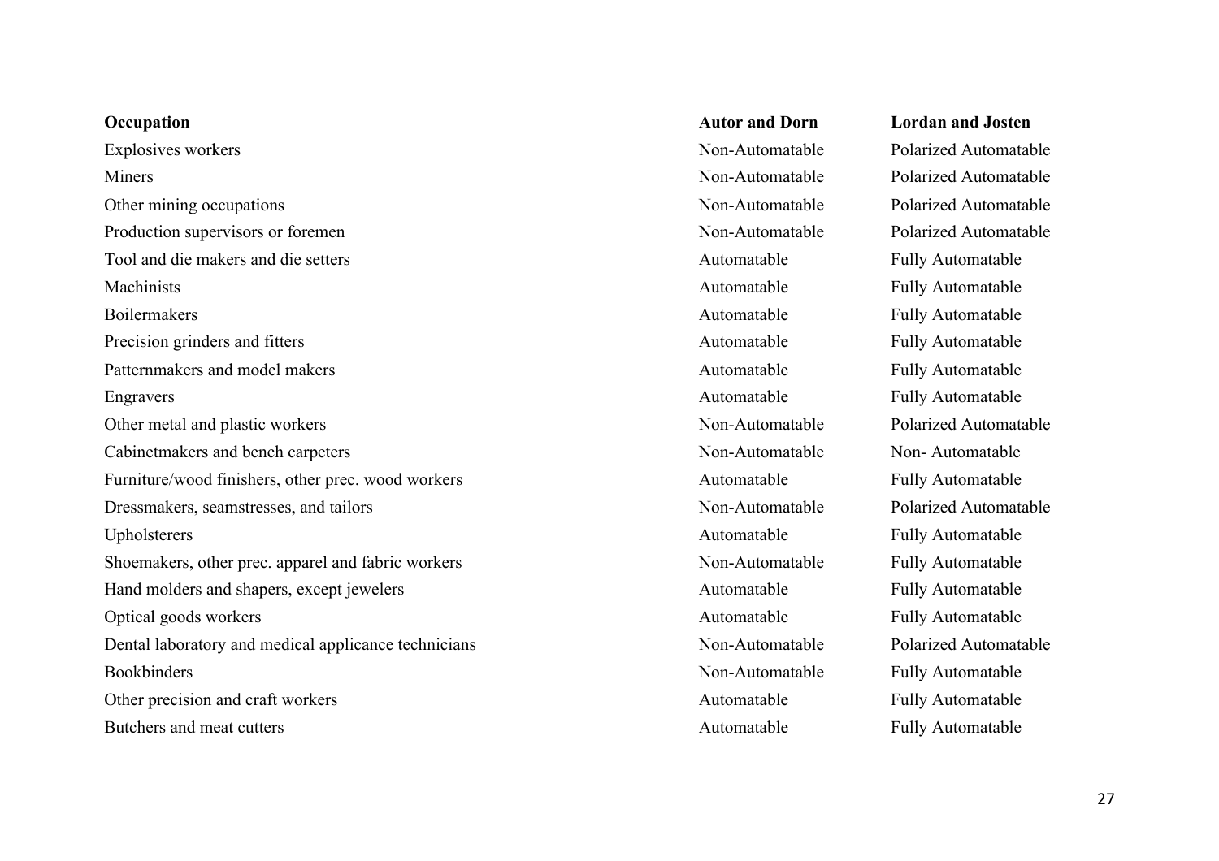| Occupation | Autor and Dorn | Lordan and Josten |
|---|---|---|
| Explosives workers | Non-Automatable | Polarized Automatable |
| Miners | Non-Automatable | Polarized Automatable |
| Other mining occupations | Non-Automatable | Polarized Automatable |
| Production supervisors or foremen | Non-Automatable | Polarized Automatable |
| Tool and die makers and die setters | Automatable | Fully Automatable |
| Machinists | Automatable | Fully Automatable |
| Boilermakers | Automatable | Fully Automatable |
| Precision grinders and fitters | Automatable | Fully Automatable |
| Patternmakers and model makers | Automatable | Fully Automatable |
| Engravers | Automatable | Fully Automatable |
| Other metal and plastic workers | Non-Automatable | Polarized Automatable |
| Cabinetmakers and bench carpeters | Non-Automatable | Non- Automatable |
| Furniture/wood finishers, other prec. wood workers | Automatable | Fully Automatable |
| Dressmakers, seamstresses, and tailors | Non-Automatable | Polarized Automatable |
| Upholsterers | Automatable | Fully Automatable |
| Shoemakers, other prec. apparel and fabric workers | Non-Automatable | Fully Automatable |
| Hand molders and shapers, except jewelers | Automatable | Fully Automatable |
| Optical goods workers | Automatable | Fully Automatable |
| Dental laboratory and medical applicance technicians | Non-Automatable | Polarized Automatable |
| Bookbinders | Non-Automatable | Fully Automatable |
| Other precision and craft workers | Automatable | Fully Automatable |
| Butchers and meat cutters | Automatable | Fully Automatable |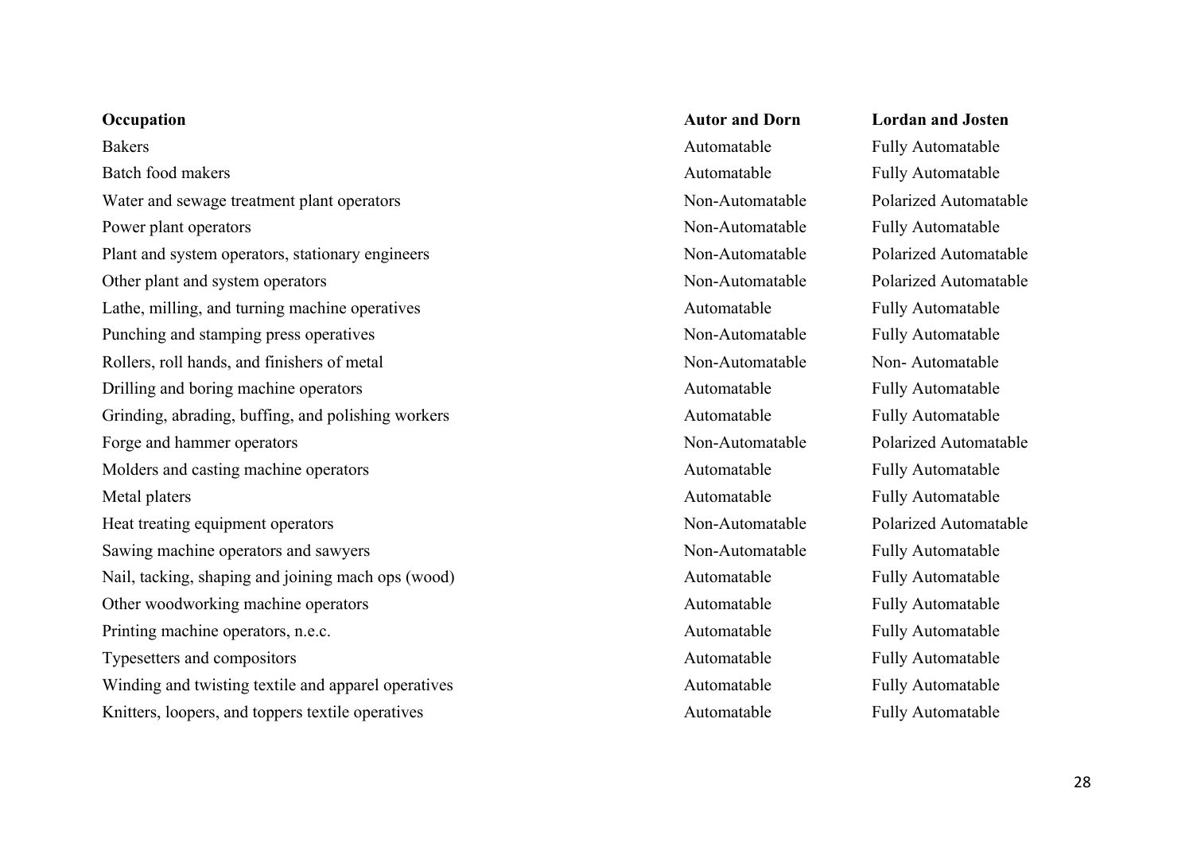| Occupation | Autor and Dorn | Lordan and Josten |
|---|---|---|
| Bakers | Automatable | Fully Automatable |
| Batch food makers | Automatable | Fully Automatable |
| Water and sewage treatment plant operators | Non-Automatable | Polarized Automatable |
| Power plant operators | Non-Automatable | Fully Automatable |
| Plant and system operators, stationary engineers | Non-Automatable | Polarized Automatable |
| Other plant and system operators | Non-Automatable | Polarized Automatable |
| Lathe, milling, and turning machine operatives | Automatable | Fully Automatable |
| Punching and stamping press operatives | Non-Automatable | Fully Automatable |
| Rollers, roll hands, and finishers of metal | Non-Automatable | Non- Automatable |
| Drilling and boring machine operators | Automatable | Fully Automatable |
| Grinding, abrading, buffing, and polishing workers | Automatable | Fully Automatable |
| Forge and hammer operators | Non-Automatable | Polarized Automatable |
| Molders and casting machine operators | Automatable | Fully Automatable |
| Metal platers | Automatable | Fully Automatable |
| Heat treating equipment operators | Non-Automatable | Polarized Automatable |
| Sawing machine operators and sawyers | Non-Automatable | Fully Automatable |
| Nail, tacking, shaping and joining mach ops (wood) | Automatable | Fully Automatable |
| Other woodworking machine operators | Automatable | Fully Automatable |
| Printing machine operators, n.e.c. | Automatable | Fully Automatable |
| Typesetters and compositors | Automatable | Fully Automatable |
| Winding and twisting textile and apparel operatives | Automatable | Fully Automatable |
| Knitters, loopers, and toppers textile operatives | Automatable | Fully Automatable |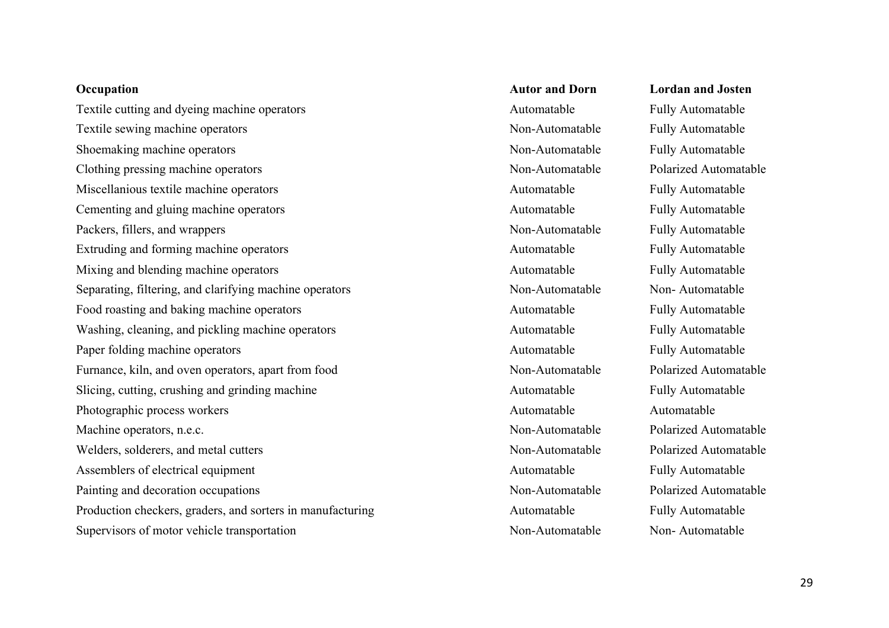| Occupation | Autor and Dorn | Lordan and Josten |
|---|---|---|
| Textile cutting and dyeing machine operators | Automatable | Fully Automatable |
| Textile sewing machine operators | Non-Automatable | Fully Automatable |
| Shoemaking machine operators | Non-Automatable | Fully Automatable |
| Clothing pressing machine operators | Non-Automatable | Polarized Automatable |
| Miscellanious textile machine operators | Automatable | Fully Automatable |
| Cementing and gluing machine operators | Automatable | Fully Automatable |
| Packers, fillers, and wrappers | Non-Automatable | Fully Automatable |
| Extruding and forming machine operators | Automatable | Fully Automatable |
| Mixing and blending machine operators | Automatable | Fully Automatable |
| Separating, filtering, and clarifying machine operators | Non-Automatable | Non- Automatable |
| Food roasting and baking machine operators | Automatable | Fully Automatable |
| Washing, cleaning, and pickling machine operators | Automatable | Fully Automatable |
| Paper folding machine operators | Automatable | Fully Automatable |
| Furnance, kiln, and oven operators, apart from food | Non-Automatable | Polarized Automatable |
| Slicing, cutting, crushing and grinding machine | Automatable | Fully Automatable |
| Photographic process workers | Automatable | Automatable |
| Machine operators, n.e.c. | Non-Automatable | Polarized Automatable |
| Welders, solderers, and metal cutters | Non-Automatable | Polarized Automatable |
| Assemblers of electrical equipment | Automatable | Fully Automatable |
| Painting and decoration occupations | Non-Automatable | Polarized Automatable |
| Production checkers, graders, and sorters in manufacturing | Automatable | Fully Automatable |
| Supervisors of motor vehicle transportation | Non-Automatable | Non- Automatable |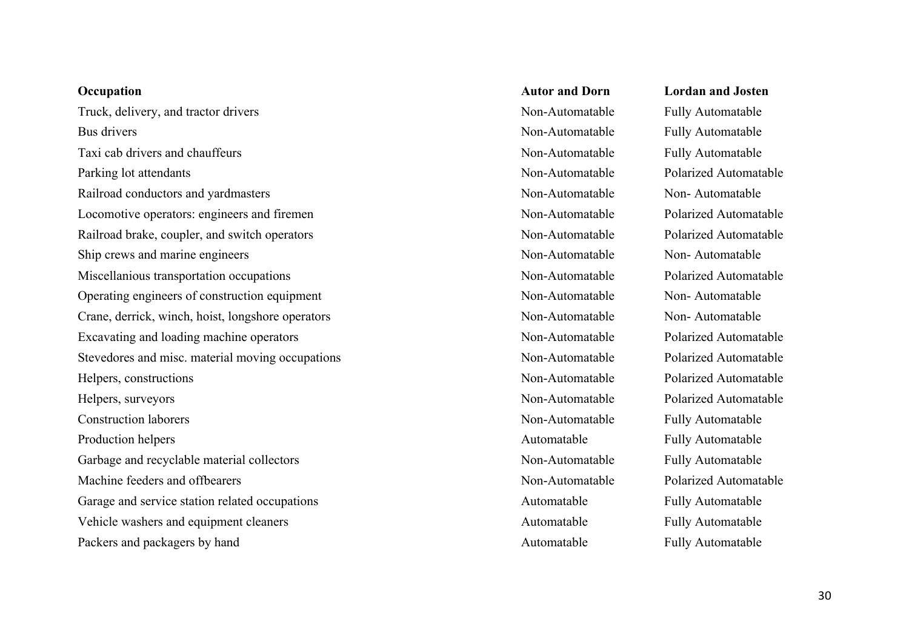| Occupation | Autor and Dorn | Lordan and Josten |
|---|---|---|
| Truck, delivery, and tractor drivers | Non-Automatable | Fully Automatable |
| Bus drivers | Non-Automatable | Fully Automatable |
| Taxi cab drivers and chauffeurs | Non-Automatable | Fully Automatable |
| Parking lot attendants | Non-Automatable | Polarized Automatable |
| Railroad conductors and yardmasters | Non-Automatable | Non- Automatable |
| Locomotive operators: engineers and firemen | Non-Automatable | Polarized Automatable |
| Railroad brake, coupler, and switch operators | Non-Automatable | Polarized Automatable |
| Ship crews and marine engineers | Non-Automatable | Non- Automatable |
| Miscellanious transportation occupations | Non-Automatable | Polarized Automatable |
| Operating engineers of construction equipment | Non-Automatable | Non- Automatable |
| Crane, derrick, winch, hoist, longshore operators | Non-Automatable | Non- Automatable |
| Excavating and loading machine operators | Non-Automatable | Polarized Automatable |
| Stevedores and misc. material moving occupations | Non-Automatable | Polarized Automatable |
| Helpers, constructions | Non-Automatable | Polarized Automatable |
| Helpers, surveyors | Non-Automatable | Polarized Automatable |
| Construction laborers | Non-Automatable | Fully Automatable |
| Production helpers | Automatable | Fully Automatable |
| Garbage and recyclable material collectors | Non-Automatable | Fully Automatable |
| Machine feeders and offbearers | Non-Automatable | Polarized Automatable |
| Garage and service station related occupations | Automatable | Fully Automatable |
| Vehicle washers and equipment cleaners | Automatable | Fully Automatable |
| Packers and packagers by hand | Automatable | Fully Automatable |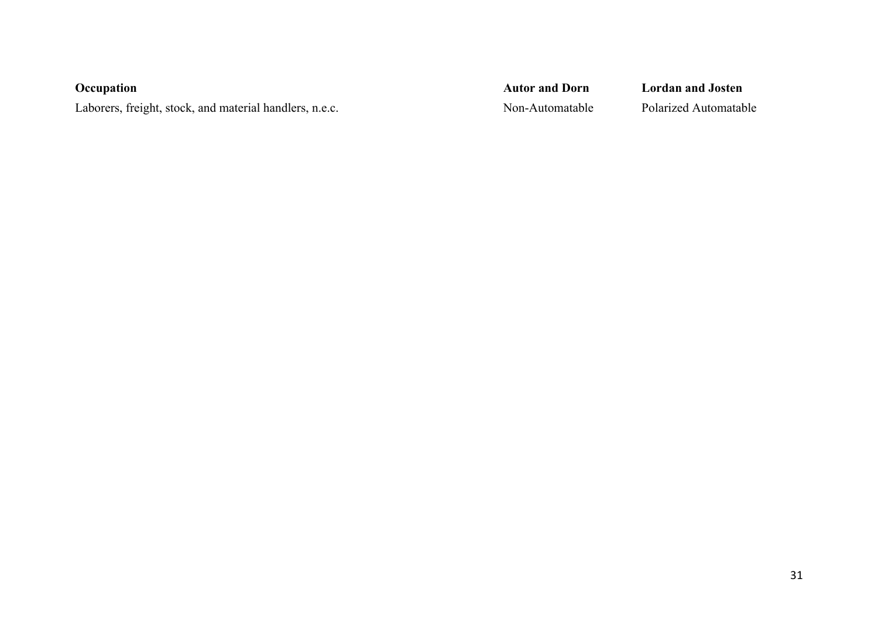| Occupation | Autor and Dorn | Lordan and Josten |
| --- | --- | --- |
| Laborers, freight, stock, and material handlers, n.e.c. | Non-Automatable | Polarized Automatable |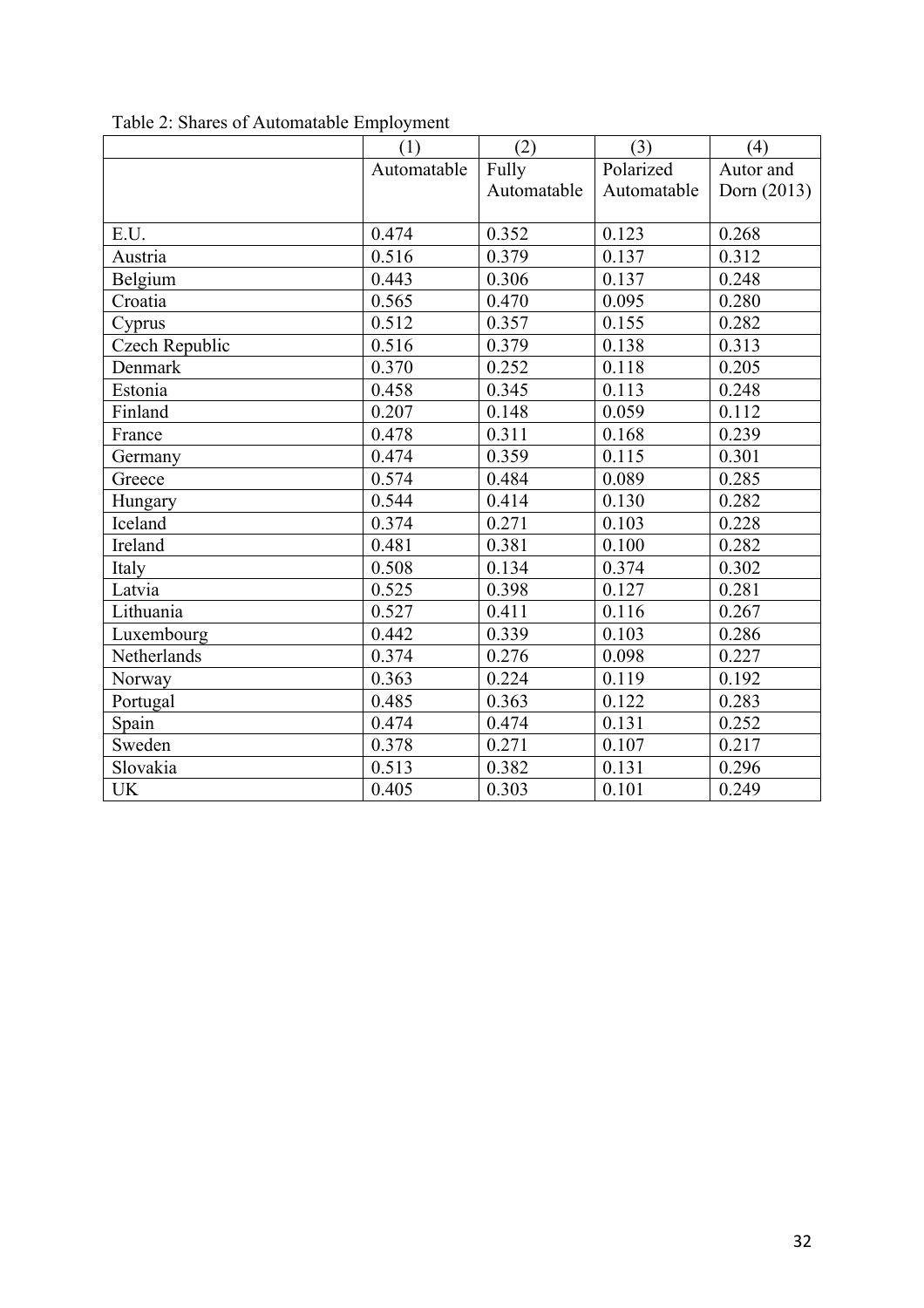Table 2: Shares of Automatable Employment

| | (1) | (2) | (3) | (4) |
|---|---|---|---|---|
| | Automatable | Fully Automatable | Polarized Automatable | Autor and Dorn (2013) |
| E.U. | 0.474 | 0.352 | 0.123 | 0.268 |
| Austria | 0.516 | 0.379 | 0.137 | 0.312 |
| Belgium | 0.443 | 0.306 | 0.137 | 0.248 |
| Croatia | 0.565 | 0.470 | 0.095 | 0.280 |
| Cyprus | 0.512 | 0.357 | 0.155 | 0.282 |
| Czech Republic | 0.516 | 0.379 | 0.138 | 0.313 |
| Denmark | 0.370 | 0.252 | 0.118 | 0.205 |
| Estonia | 0.458 | 0.345 | 0.113 | 0.248 |
| Finland | 0.207 | 0.148 | 0.059 | 0.112 |
| France | 0.478 | 0.311 | 0.168 | 0.239 |
| Germany | 0.474 | 0.359 | 0.115 | 0.301 |
| Greece | 0.574 | 0.484 | 0.089 | 0.285 |
| Hungary | 0.544 | 0.414 | 0.130 | 0.282 |
| Iceland | 0.374 | 0.271 | 0.103 | 0.228 |
| Ireland | 0.481 | 0.381 | 0.100 | 0.282 |
| Italy | 0.508 | 0.134 | 0.374 | 0.302 |
| Latvia | 0.525 | 0.398 | 0.127 | 0.281 |
| Lithuania | 0.527 | 0.411 | 0.116 | 0.267 |
| Luxembourg | 0.442 | 0.339 | 0.103 | 0.286 |
| Netherlands | 0.374 | 0.276 | 0.098 | 0.227 |
| Norway | 0.363 | 0.224 | 0.119 | 0.192 |
| Portugal | 0.485 | 0.363 | 0.122 | 0.283 |
| Spain | 0.474 | 0.474 | 0.131 | 0.252 |
| Sweden | 0.378 | 0.271 | 0.107 | 0.217 |
| Slovakia | 0.513 | 0.382 | 0.131 | 0.296 |
| UK | 0.405 | 0.303 | 0.101 | 0.249 |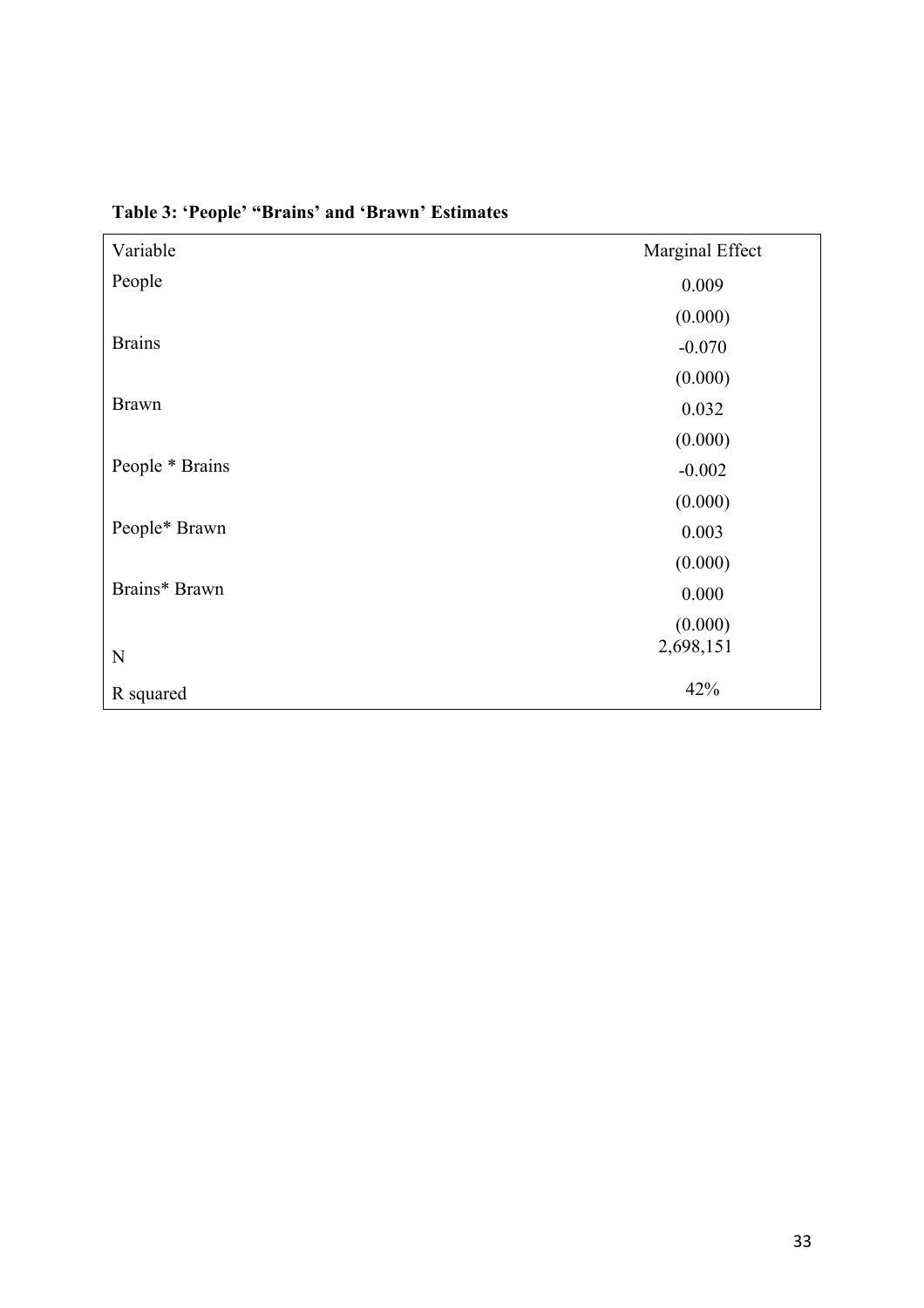**Table 3: ‘People’ “Brains’ and ‘Brawn’ Estimates**

| Variable | Marginal Effect |
|---|---|
| People | 0.009 |
| | (0.000) |
| Brains | -0.070 |
| | (0.000) |
| Brawn | 0.032 |
| | (0.000) |
| People * Brains | -0.002 |
| | (0.000) |
| People* Brawn | 0.003 |
| | (0.000) |
| Brains* Brawn | 0.000 |
| | (0.000) |
| N | 2,698,151 |
| R squared | 42% |